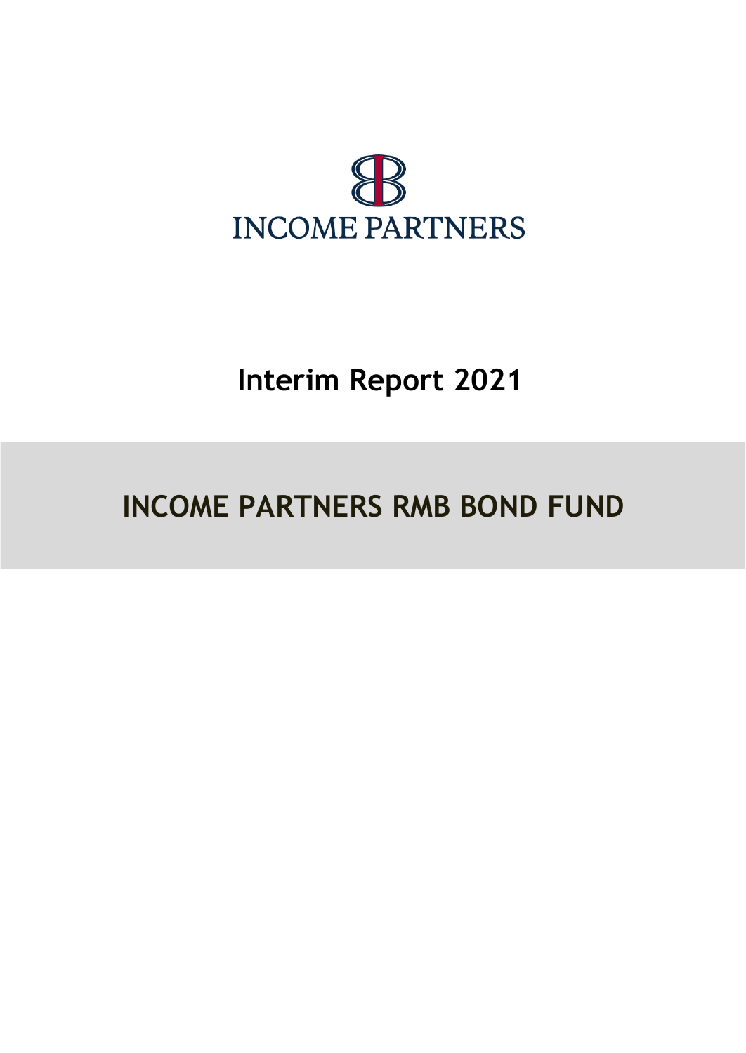INCOME PARTNERS

# Interim Report 2021

# INCOME PARTNERS RMB BOND FUND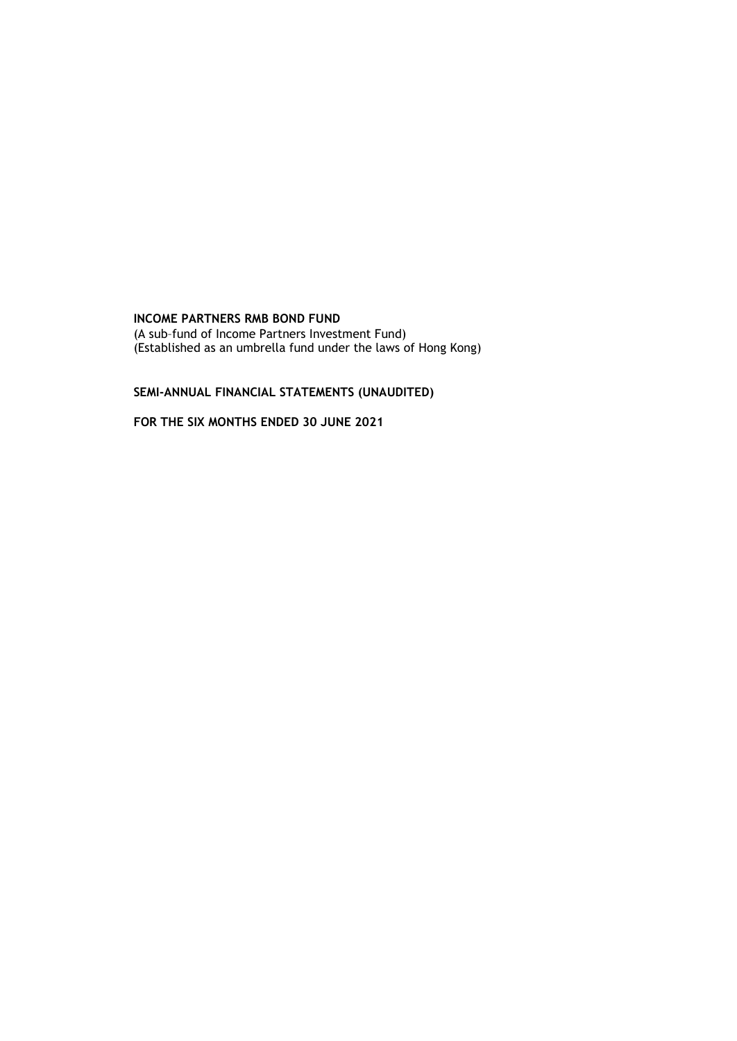**INCOME PARTNERS RMB BOND FUND**

(A sub–fund of Income Partners Investment Fund)
(Established as an umbrella fund under the laws of Hong Kong)

**SEMI-ANNUAL FINANCIAL STATEMENTS (UNAUDITED)**

**FOR THE SIX MONTHS ENDED 30 JUNE 2021**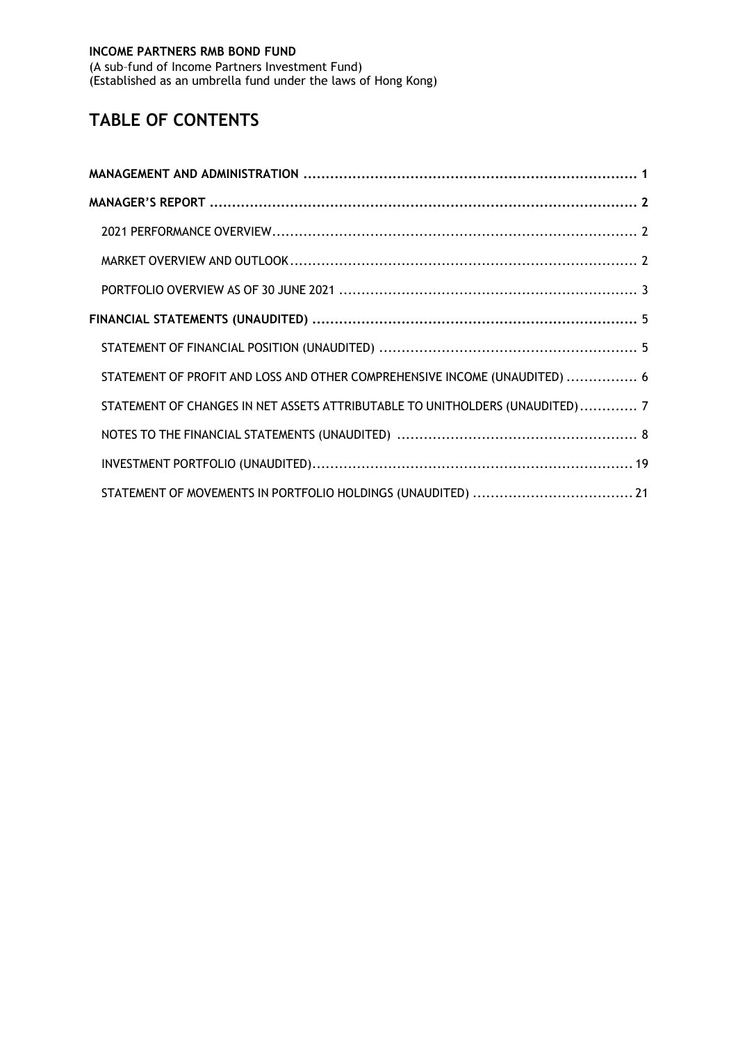**INCOME PARTNERS RMB BOND FUND**
(A sub–fund of Income Partners Investment Fund)
(Established as an umbrella fund under the laws of Hong Kong)

# TABLE OF CONTENTS

**MANAGEMENT AND ADMINISTRATION** .......................................................................... 1

**MANAGER'S REPORT** ............................................................................................... 2

2021 PERFORMANCE OVERVIEW ................................................................................ 2

MARKET OVERVIEW AND OUTLOOK ............................................................................ 2

PORTFOLIO OVERVIEW AS OF 30 JUNE 2021 ................................................................. 3

**FINANCIAL STATEMENTS (UNAUDITED)** ....................................................................... 5

STATEMENT OF FINANCIAL POSITION (UNAUDITED) ......................................................... 5

STATEMENT OF PROFIT AND LOSS AND OTHER COMPREHENSIVE INCOME (UNAUDITED) ................ 6

STATEMENT OF CHANGES IN NET ASSETS ATTRIBUTABLE TO UNITHOLDERS (UNAUDITED) ............. 7

NOTES TO THE FINANCIAL STATEMENTS (UNAUDITED) ..................................................... 8

INVESTMENT PORTFOLIO (UNAUDITED) ....................................................................... 19

STATEMENT OF MOVEMENTS IN PORTFOLIO HOLDINGS (UNAUDITED) ................................... 21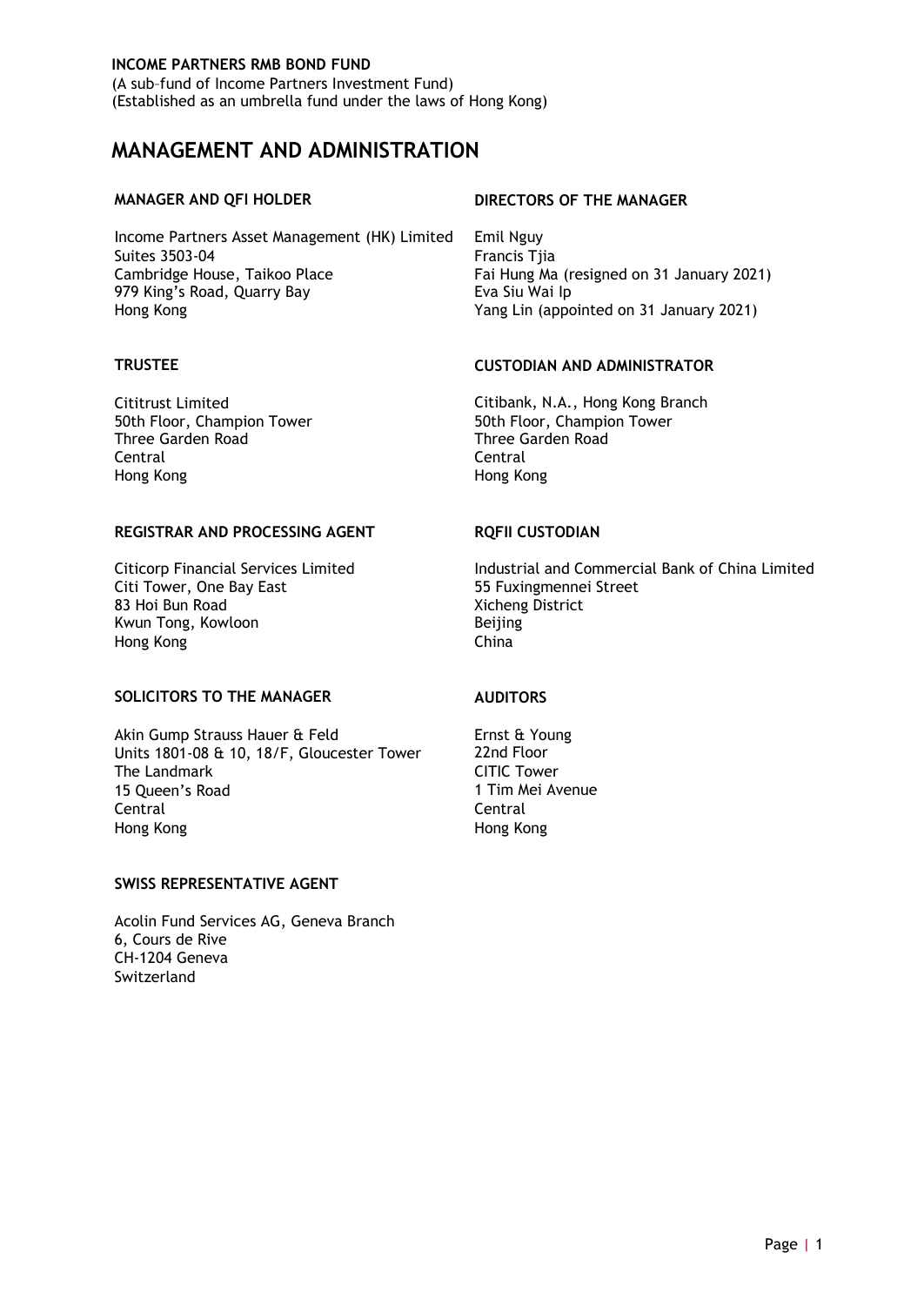**INCOME PARTNERS RMB BOND FUND**
(A sub–fund of Income Partners Investment Fund)
(Established as an umbrella fund under the laws of Hong Kong)

# MANAGEMENT AND ADMINISTRATION

### MANAGER AND QFI HOLDER

Income Partners Asset Management (HK) Limited
Suites 3503-04
Cambridge House, Taikoo Place
979 King's Road, Quarry Bay
Hong Kong

### DIRECTORS OF THE MANAGER

Emil Nguy
Francis Tjia
Fai Hung Ma (resigned on 31 January 2021)
Eva Siu Wai Ip
Yang Lin (appointed on 31 January 2021)

### TRUSTEE

Cititrust Limited
50th Floor, Champion Tower
Three Garden Road
Central
Hong Kong

### CUSTODIAN AND ADMINISTRATOR

Citibank, N.A., Hong Kong Branch
50th Floor, Champion Tower
Three Garden Road
Central
Hong Kong

### REGISTRAR AND PROCESSING AGENT

Citicorp Financial Services Limited
Citi Tower, One Bay East
83 Hoi Bun Road
Kwun Tong, Kowloon
Hong Kong

### RQFII CUSTODIAN

Industrial and Commercial Bank of China Limited
55 Fuxingmennei Street
Xicheng District
Beijing
China

### SOLICITORS TO THE MANAGER

Akin Gump Strauss Hauer & Feld
Units 1801-08 & 10, 18/F, Gloucester Tower
The Landmark
15 Queen's Road
Central
Hong Kong

### AUDITORS

Ernst & Young
22nd Floor
CITIC Tower
1 Tim Mei Avenue
Central
Hong Kong

### SWISS REPRESENTATIVE AGENT

Acolin Fund Services AG, Geneva Branch
6, Cours de Rive
CH-1204 Geneva
Switzerland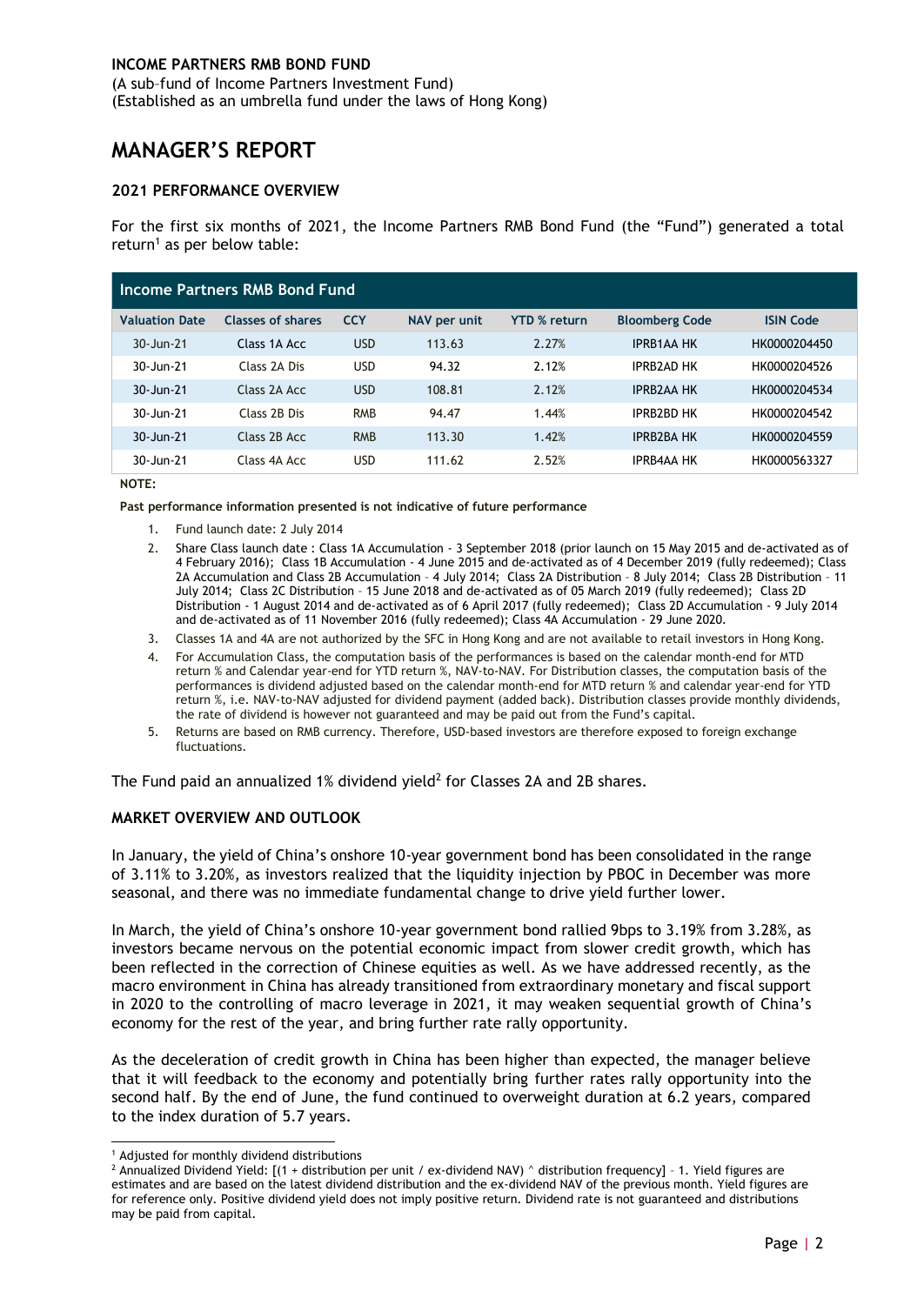**INCOME PARTNERS RMB BOND FUND**
(A sub–fund of Income Partners Investment Fund)
(Established as an umbrella fund under the laws of Hong Kong)

# MANAGER'S REPORT

### 2021 PERFORMANCE OVERVIEW

For the first six months of 2021, the Income Partners RMB Bond Fund (the "Fund") generated a total return[1] as per below table:

| Income Partners RMB Bond Fund | | | | | | |
|---|---|---|---|---|---|---|
| **Valuation Date** | **Classes of shares** | **CCY** | **NAV per unit** | **YTD % return** | **Bloomberg Code** | **ISIN Code** |
| 30-Jun-21 | Class 1A Acc | USD | 113.63 | 2.27% | IPRB1AA HK | HK0000204450 |
| 30-Jun-21 | Class 2A Dis | USD | 94.32 | 2.12% | IPRB2AD HK | HK0000204526 |
| 30-Jun-21 | Class 2A Acc | USD | 108.81 | 2.12% | IPRB2AA HK | HK0000204534 |
| 30-Jun-21 | Class 2B Dis | RMB | 94.47 | 1.44% | IPRB2BD HK | HK0000204542 |
| 30-Jun-21 | Class 2B Acc | RMB | 113.30 | 1.42% | IPRB2BA HK | HK0000204559 |
| 30-Jun-21 | Class 4A Acc | USD | 111.62 | 2.52% | IPRB4AA HK | HK0000563327 |

**NOTE:**

**Past performance information presented is not indicative of future performance**

1. Fund launch date: 2 July 2014
2. Share Class launch date : Class 1A Accumulation - 3 September 2018 (prior launch on 15 May 2015 and de-activated as of 4 February 2016); Class 1B Accumulation - 4 June 2015 and de-activated as of 4 December 2019 (fully redeemed); Class 2A Accumulation and Class 2B Accumulation – 4 July 2014; Class 2A Distribution – 8 July 2014; Class 2B Distribution – 11 July 2014; Class 2C Distribution – 15 June 2018 and de-activated as of 05 March 2019 (fully redeemed); Class 2D Distribution - 1 August 2014 and de-activated as of 6 April 2017 (fully redeemed); Class 2D Accumulation - 9 July 2014 and de-activated as of 11 November 2016 (fully redeemed); Class 4A Accumulation - 29 June 2020.
3. Classes 1A and 4A are not authorized by the SFC in Hong Kong and are not available to retail investors in Hong Kong.
4. For Accumulation Class, the computation basis of the performances is based on the calendar month-end for MTD return % and Calendar year-end for YTD return %, NAV-to-NAV. For Distribution classes, the computation basis of the performances is dividend adjusted based on the calendar month-end for MTD return % and calendar year-end for YTD return %, i.e. NAV-to-NAV adjusted for dividend payment (added back). Distribution classes provide monthly dividends, the rate of dividend is however not guaranteed and may be paid out from the Fund's capital.
5. Returns are based on RMB currency. Therefore, USD-based investors are therefore exposed to foreign exchange fluctuations.

The Fund paid an annualized 1% dividend yield[2] for Classes 2A and 2B shares.

### MARKET OVERVIEW AND OUTLOOK

In January, the yield of China's onshore 10-year government bond has been consolidated in the range of 3.11% to 3.20%, as investors realized that the liquidity injection by PBOC in December was more seasonal, and there was no immediate fundamental change to drive yield further lower.

In March, the yield of China's onshore 10-year government bond rallied 9bps to 3.19% from 3.28%, as investors became nervous on the potential economic impact from slower credit growth, which has been reflected in the correction of Chinese equities as well. As we have addressed recently, as the macro environment in China has already transitioned from extraordinary monetary and fiscal support in 2020 to the controlling of macro leverage in 2021, it may weaken sequential growth of China's economy for the rest of the year, and bring further rate rally opportunity.

As the deceleration of credit growth in China has been higher than expected, the manager believe that it will feedback to the economy and potentially bring further rates rally opportunity into the second half. By the end of June, the fund continued to overweight duration at 6.2 years, compared to the index duration of 5.7 years.

[1] Adjusted for monthly dividend distributions
[2] Annualized Dividend Yield: [(1 + distribution per unit / ex-dividend NAV) ^ distribution frequency] – 1. Yield figures are estimates and are based on the latest dividend distribution and the ex-dividend NAV of the previous month. Yield figures are for reference only. Positive dividend yield does not imply positive return. Dividend rate is not guaranteed and distributions may be paid from capital.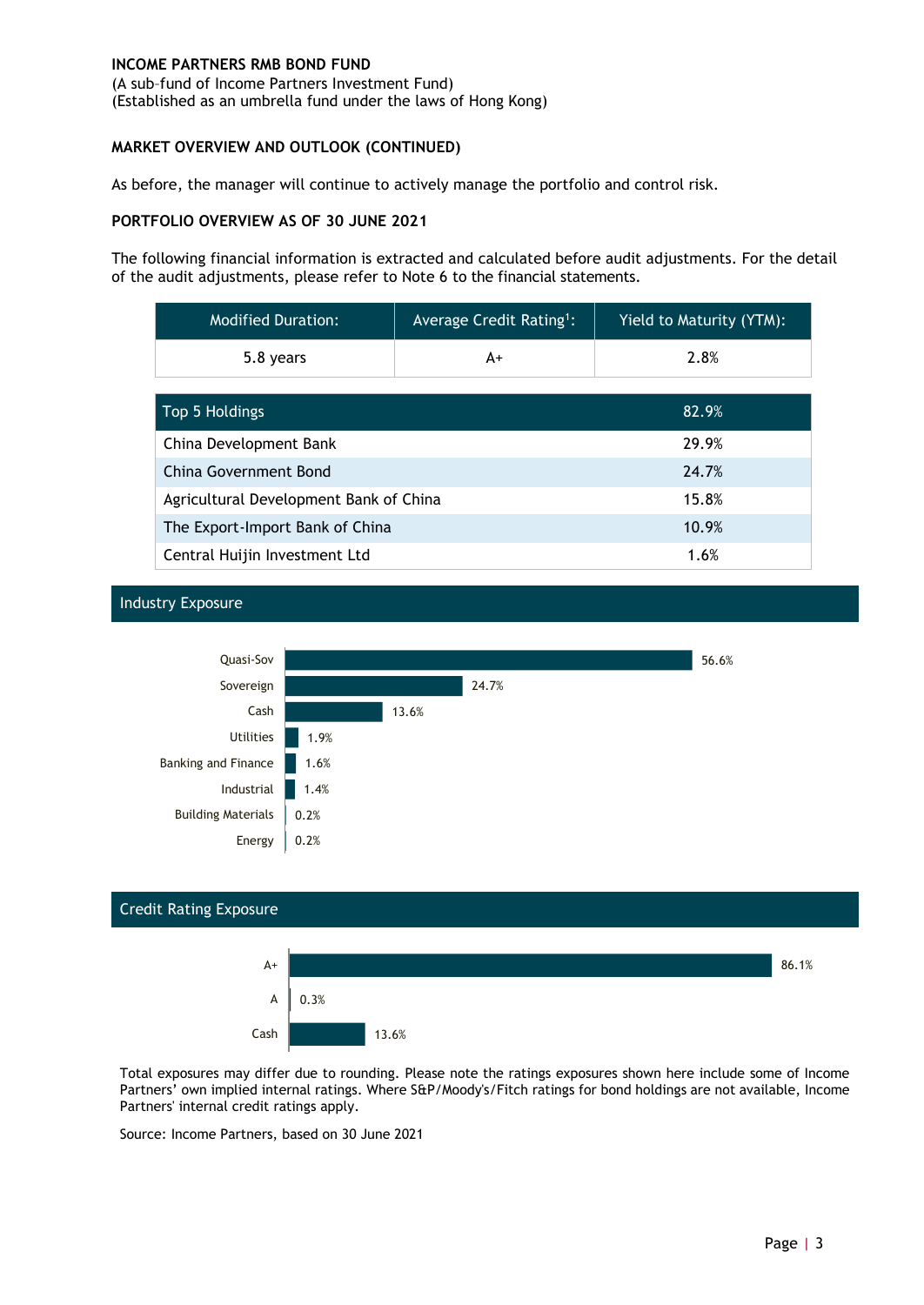**INCOME PARTNERS RMB BOND FUND**
(A sub-fund of Income Partners Investment Fund)
(Established as an umbrella fund under the laws of Hong Kong)

## MARKET OVERVIEW AND OUTLOOK (CONTINUED)

As before, the manager will continue to actively manage the portfolio and control risk.

## PORTFOLIO OVERVIEW AS OF 30 JUNE 2021

The following financial information is extracted and calculated before audit adjustments. For the detail of the audit adjustments, please refer to Note 6 to the financial statements.

| Modified Duration: | Average Credit Rating[1]: | Yield to Maturity (YTM): |
|---|---|---|
| 5.8 years | A+ | 2.8% |

| Top 5 Holdings | 82.9% |
|---|---|
| China Development Bank | 29.9% |
| China Government Bond | 24.7% |
| Agricultural Development Bank of China | 15.8% |
| The Export-Import Bank of China | 10.9% |
| Central Huijin Investment Ltd | 1.6% |

### Industry Exposure

| Industry | Exposure |
|---|---|
| Quasi-Sov | 56.6% |
| Sovereign | 24.7% |
| Cash | 13.6% |
| Utilities | 1.9% |
| Banking and Finance | 1.6% |
| Industrial | 1.4% |
| Building Materials | 0.2% |
| Energy | 0.2% |

### Credit Rating Exposure

| Rating | Exposure |
|---|---|
| A+ | 86.1% |
| A | 0.3% |
| Cash | 13.6% |

Total exposures may differ due to rounding. Please note the ratings exposures shown here include some of Income Partners' own implied internal ratings. Where S&P/Moody's/Fitch ratings for bond holdings are not available, Income Partners' internal credit ratings apply.

Source: Income Partners, based on 30 June 2021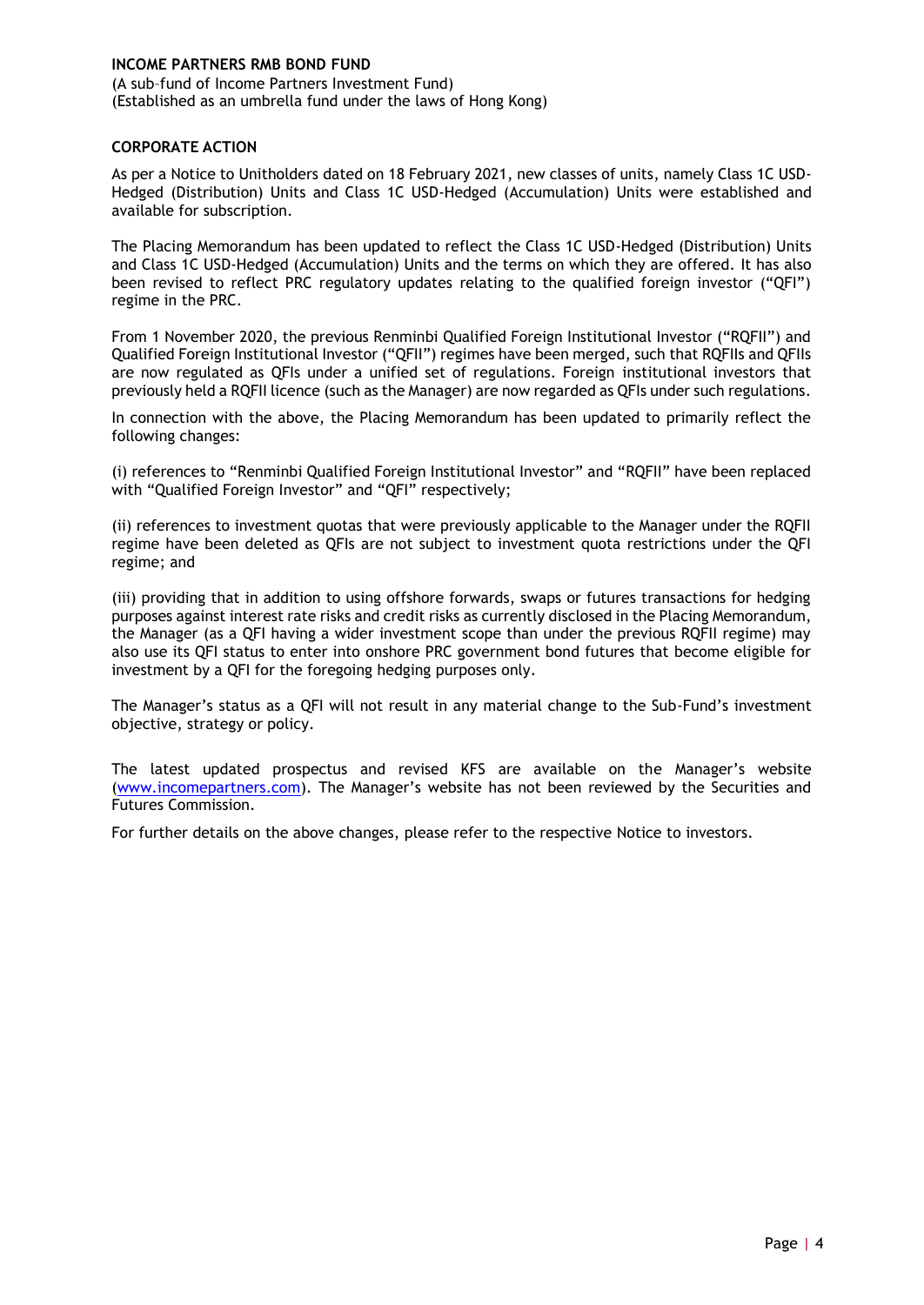**INCOME PARTNERS RMB BOND FUND**

(A sub–fund of Income Partners Investment Fund)
(Established as an umbrella fund under the laws of Hong Kong)

## CORPORATE ACTION

As per a Notice to Unitholders dated on 18 February 2021, new classes of units, namely Class 1C USD-Hedged (Distribution) Units and Class 1C USD-Hedged (Accumulation) Units were established and available for subscription.

The Placing Memorandum has been updated to reflect the Class 1C USD-Hedged (Distribution) Units and Class 1C USD-Hedged (Accumulation) Units and the terms on which they are offered. It has also been revised to reflect PRC regulatory updates relating to the qualified foreign investor ("QFI") regime in the PRC.

From 1 November 2020, the previous Renminbi Qualified Foreign Institutional Investor ("RQFII") and Qualified Foreign Institutional Investor ("QFII") regimes have been merged, such that RQFIIs and QFIIs are now regulated as QFIs under a unified set of regulations. Foreign institutional investors that previously held a RQFII licence (such as the Manager) are now regarded as QFIs under such regulations.

In connection with the above, the Placing Memorandum has been updated to primarily reflect the following changes:

(i) references to "Renminbi Qualified Foreign Institutional Investor" and "RQFII" have been replaced with "Qualified Foreign Investor" and "QFI" respectively;

(ii) references to investment quotas that were previously applicable to the Manager under the RQFII regime have been deleted as QFIs are not subject to investment quota restrictions under the QFI regime; and

(iii) providing that in addition to using offshore forwards, swaps or futures transactions for hedging purposes against interest rate risks and credit risks as currently disclosed in the Placing Memorandum, the Manager (as a QFI having a wider investment scope than under the previous RQFII regime) may also use its QFI status to enter into onshore PRC government bond futures that become eligible for investment by a QFI for the foregoing hedging purposes only.

The Manager's status as a QFI will not result in any material change to the Sub-Fund's investment objective, strategy or policy.

The latest updated prospectus and revised KFS are available on the Manager's website (www.incomepartners.com). The Manager's website has not been reviewed by the Securities and Futures Commission.

For further details on the above changes, please refer to the respective Notice to investors.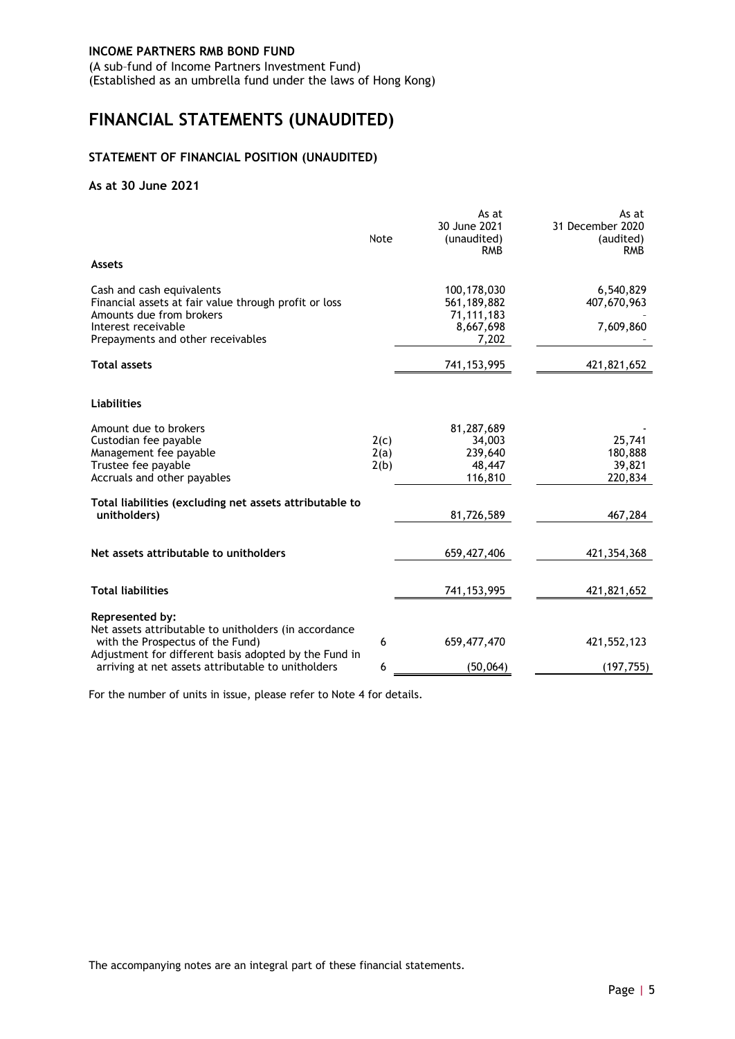**INCOME PARTNERS RMB BOND FUND**
(A sub–fund of Income Partners Investment Fund)
(Established as an umbrella fund under the laws of Hong Kong)

# FINANCIAL STATEMENTS (UNAUDITED)

## STATEMENT OF FINANCIAL POSITION (UNAUDITED)

### As at 30 June 2021

| | Note | As at 30 June 2021 (unaudited) RMB | As at 31 December 2020 (audited) RMB |
|---|---|---|---|
| **Assets** | | | |
| Cash and cash equivalents | | 100,178,030 | 6,540,829 |
| Financial assets at fair value through profit or loss | | 561,189,882 | 407,670,963 |
| Amounts due from brokers | | 71,111,183 | - |
| Interest receivable | | 8,667,698 | 7,609,860 |
| Prepayments and other receivables | | 7,202 | - |
| **Total assets** | | 741,153,995 | 421,821,652 |
| **Liabilities** | | | |
| Amount due to brokers | | 81,287,689 | - |
| Custodian fee payable | 2(c) | 34,003 | 25,741 |
| Management fee payable | 2(a) | 239,640 | 180,888 |
| Trustee fee payable | 2(b) | 48,447 | 39,821 |
| Accruals and other payables | | 116,810 | 220,834 |
| **Total liabilities (excluding net assets attributable to unitholders)** | | 81,726,589 | 467,284 |
| **Net assets attributable to unitholders** | | 659,427,406 | 421,354,368 |
| **Total liabilities** | | 741,153,995 | 421,821,652 |
| **Represented by:** | | | |
| Net assets attributable to unitholders (in accordance with the Prospectus of the Fund) | 6 | 659,477,470 | 421,552,123 |
| Adjustment for different basis adopted by the Fund in arriving at net assets attributable to unitholders | 6 | (50,064) | (197,755) |

For the number of units in issue, please refer to Note 4 for details.

The accompanying notes are an integral part of these financial statements.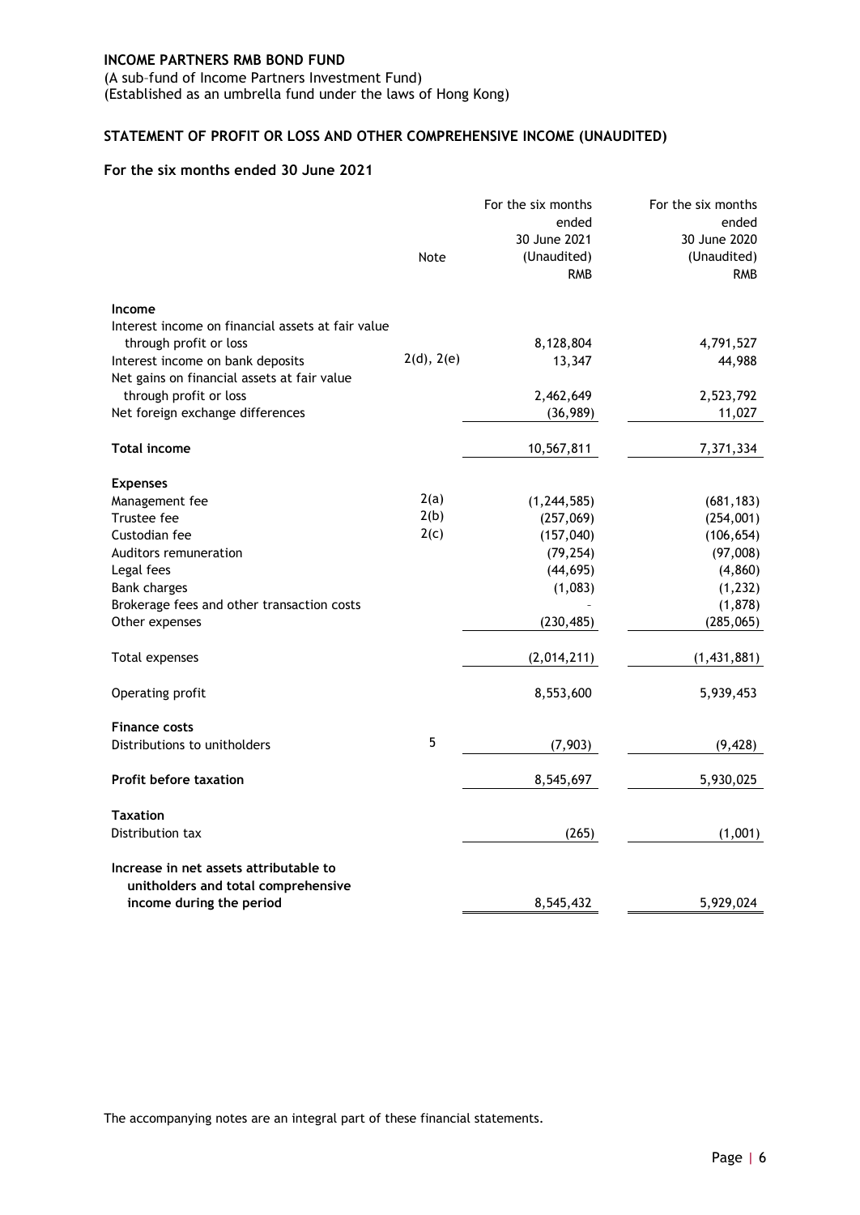**INCOME PARTNERS RMB BOND FUND**

(A sub–fund of Income Partners Investment Fund)
(Established as an umbrella fund under the laws of Hong Kong)

## STATEMENT OF PROFIT OR LOSS AND OTHER COMPREHENSIVE INCOME (UNAUDITED)

### For the six months ended 30 June 2021

| | Note | For the six months ended 30 June 2021 (Unaudited) RMB | For the six months ended 30 June 2020 (Unaudited) RMB |
|---|---|---|---|
| **Income** | | | |
| Interest income on financial assets at fair value through profit or loss | | 8,128,804 | 4,791,527 |
| Interest income on bank deposits | 2(d), 2(e) | 13,347 | 44,988 |
| Net gains on financial assets at fair value through profit or loss | | 2,462,649 | 2,523,792 |
| Net foreign exchange differences | | (36,989) | 11,027 |
| **Total income** | | 10,567,811 | 7,371,334 |
| **Expenses** | | | |
| Management fee | 2(a) | (1,244,585) | (681,183) |
| Trustee fee | 2(b) | (257,069) | (254,001) |
| Custodian fee | 2(c) | (157,040) | (106,654) |
| Auditors remuneration | | (79,254) | (97,008) |
| Legal fees | | (44,695) | (4,860) |
| Bank charges | | (1,083) | (1,232) |
| Brokerage fees and other transaction costs | | - | (1,878) |
| Other expenses | | (230,485) | (285,065) |
| Total expenses | | (2,014,211) | (1,431,881) |
| Operating profit | | 8,553,600 | 5,939,453 |
| **Finance costs** | | | |
| Distributions to unitholders | 5 | (7,903) | (9,428) |
| **Profit before taxation** | | 8,545,697 | 5,930,025 |
| **Taxation** | | | |
| Distribution tax | | (265) | (1,001) |
| **Increase in net assets attributable to unitholders and total comprehensive income during the period** | | 8,545,432 | 5,929,024 |

The accompanying notes are an integral part of these financial statements.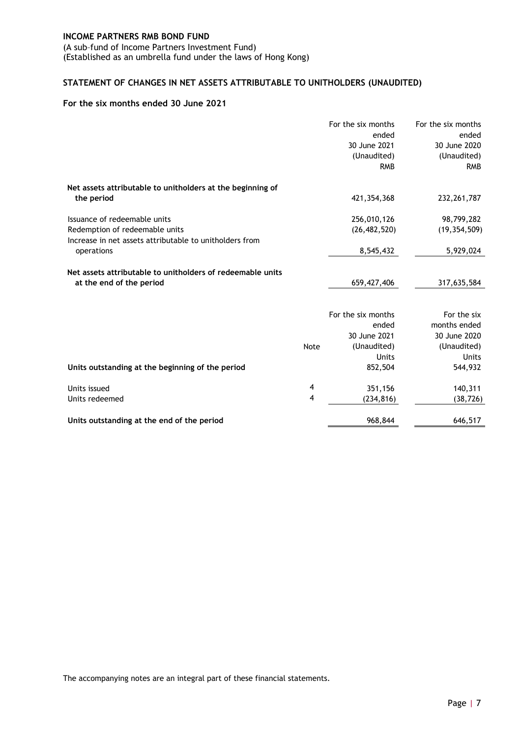**INCOME PARTNERS RMB BOND FUND**
(A sub–fund of Income Partners Investment Fund)
(Established as an umbrella fund under the laws of Hong Kong)

## STATEMENT OF CHANGES IN NET ASSETS ATTRIBUTABLE TO UNITHOLDERS (UNAUDITED)

### For the six months ended 30 June 2021

| | For the six months ended 30 June 2021 (Unaudited) RMB | For the six months ended 30 June 2020 (Unaudited) RMB |
|---|---|---|
| **Net assets attributable to unitholders at the beginning of the period** | 421,354,368 | 232,261,787 |
| Issuance of redeemable units | 256,010,126 | 98,799,282 |
| Redemption of redeemable units | (26,482,520) | (19,354,509) |
| Increase in net assets attributable to unitholders from operations | 8,545,432 | 5,929,024 |
| **Net assets attributable to unitholders of redeemable units at the end of the period** | 659,427,406 | 317,635,584 |

| | Note | For the six months ended 30 June 2021 (Unaudited) Units | For the six months ended 30 June 2020 (Unaudited) Units |
|---|---|---|---|
| **Units outstanding at the beginning of the period** | | 852,504 | 544,932 |
| Units issued | 4 | 351,156 | 140,311 |
| Units redeemed | 4 | (234,816) | (38,726) |
| **Units outstanding at the end of the period** | | 968,844 | 646,517 |

The accompanying notes are an integral part of these financial statements.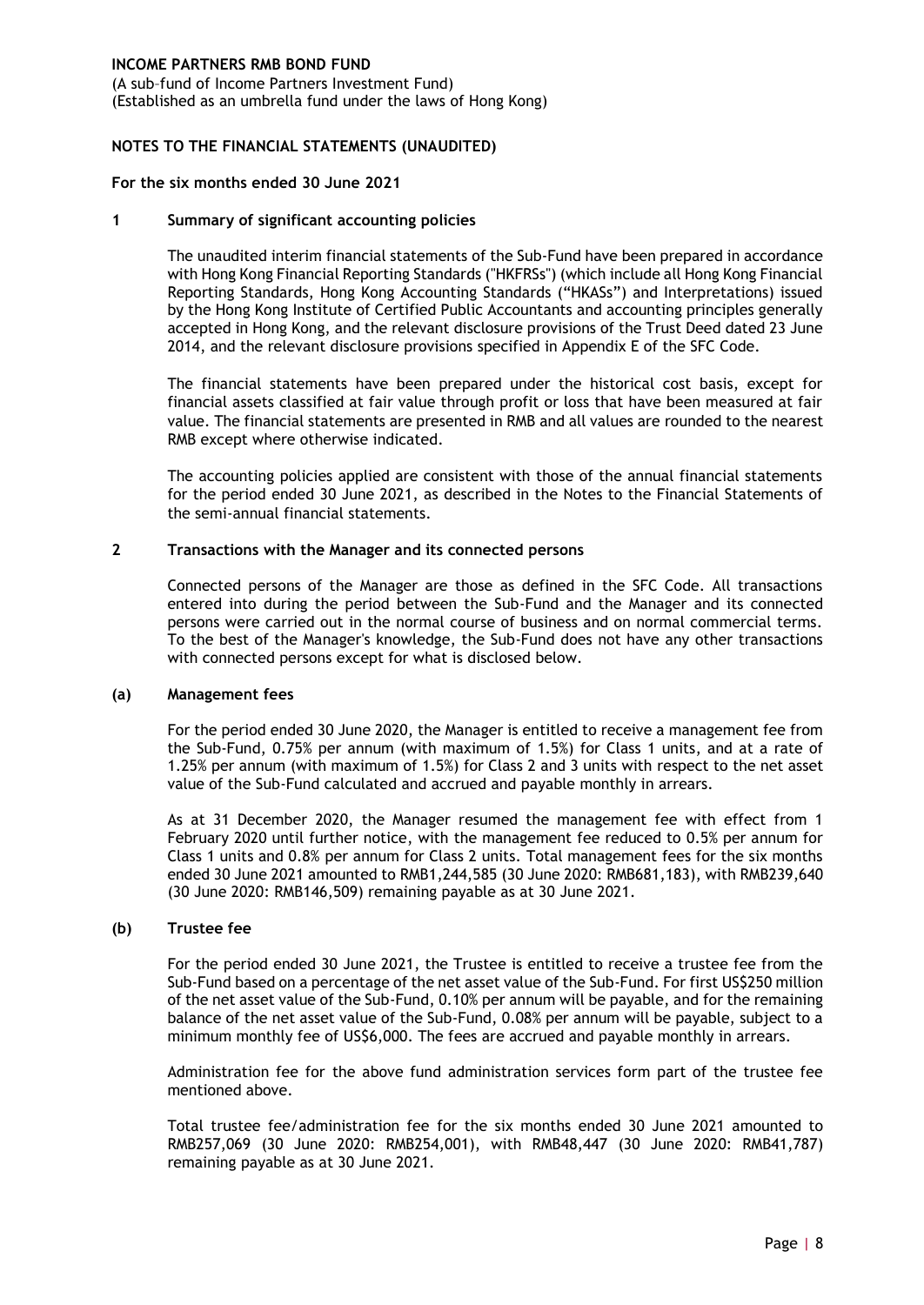**INCOME PARTNERS RMB BOND FUND**
(A sub–fund of Income Partners Investment Fund)
(Established as an umbrella fund under the laws of Hong Kong)

**NOTES TO THE FINANCIAL STATEMENTS (UNAUDITED)**

**For the six months ended 30 June 2021**

## 1 Summary of significant accounting policies

The unaudited interim financial statements of the Sub-Fund have been prepared in accordance with Hong Kong Financial Reporting Standards ("HKFRSs") (which include all Hong Kong Financial Reporting Standards, Hong Kong Accounting Standards ("HKASs") and Interpretations) issued by the Hong Kong Institute of Certified Public Accountants and accounting principles generally accepted in Hong Kong, and the relevant disclosure provisions of the Trust Deed dated 23 June 2014, and the relevant disclosure provisions specified in Appendix E of the SFC Code.

The financial statements have been prepared under the historical cost basis, except for financial assets classified at fair value through profit or loss that have been measured at fair value. The financial statements are presented in RMB and all values are rounded to the nearest RMB except where otherwise indicated.

The accounting policies applied are consistent with those of the annual financial statements for the period ended 30 June 2021, as described in the Notes to the Financial Statements of the semi-annual financial statements.

## 2 Transactions with the Manager and its connected persons

Connected persons of the Manager are those as defined in the SFC Code. All transactions entered into during the period between the Sub-Fund and the Manager and its connected persons were carried out in the normal course of business and on normal commercial terms. To the best of the Manager's knowledge, the Sub-Fund does not have any other transactions with connected persons except for what is disclosed below.

### (a) Management fees

For the period ended 30 June 2020, the Manager is entitled to receive a management fee from the Sub-Fund, 0.75% per annum (with maximum of 1.5%) for Class 1 units, and at a rate of 1.25% per annum (with maximum of 1.5%) for Class 2 and 3 units with respect to the net asset value of the Sub-Fund calculated and accrued and payable monthly in arrears.

As at 31 December 2020, the Manager resumed the management fee with effect from 1 February 2020 until further notice, with the management fee reduced to 0.5% per annum for Class 1 units and 0.8% per annum for Class 2 units. Total management fees for the six months ended 30 June 2021 amounted to RMB1,244,585 (30 June 2020: RMB681,183), with RMB239,640 (30 June 2020: RMB146,509) remaining payable as at 30 June 2021.

### (b) Trustee fee

For the period ended 30 June 2021, the Trustee is entitled to receive a trustee fee from the Sub-Fund based on a percentage of the net asset value of the Sub-Fund. For first US$250 million of the net asset value of the Sub-Fund, 0.10% per annum will be payable, and for the remaining balance of the net asset value of the Sub-Fund, 0.08% per annum will be payable, subject to a minimum monthly fee of US$6,000. The fees are accrued and payable monthly in arrears.

Administration fee for the above fund administration services form part of the trustee fee mentioned above.

Total trustee fee/administration fee for the six months ended 30 June 2021 amounted to RMB257,069 (30 June 2020: RMB254,001), with RMB48,447 (30 June 2020: RMB41,787) remaining payable as at 30 June 2021.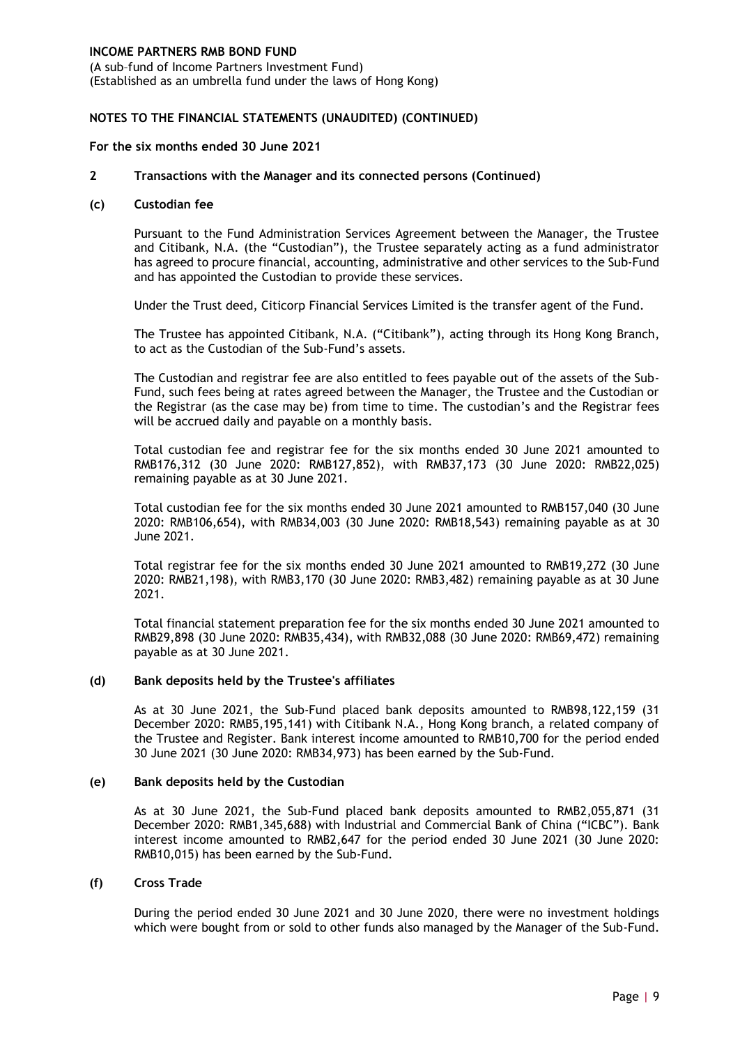**INCOME PARTNERS RMB BOND FUND**
(A sub–fund of Income Partners Investment Fund)
(Established as an umbrella fund under the laws of Hong Kong)

**NOTES TO THE FINANCIAL STATEMENTS (UNAUDITED) (CONTINUED)**

**For the six months ended 30 June 2021**

**2 Transactions with the Manager and its connected persons (Continued)**

**(c) Custodian fee**

Pursuant to the Fund Administration Services Agreement between the Manager, the Trustee and Citibank, N.A. (the "Custodian"), the Trustee separately acting as a fund administrator has agreed to procure financial, accounting, administrative and other services to the Sub-Fund and has appointed the Custodian to provide these services.

Under the Trust deed, Citicorp Financial Services Limited is the transfer agent of the Fund.

The Trustee has appointed Citibank, N.A. ("Citibank"), acting through its Hong Kong Branch, to act as the Custodian of the Sub-Fund's assets.

The Custodian and registrar fee are also entitled to fees payable out of the assets of the Sub-Fund, such fees being at rates agreed between the Manager, the Trustee and the Custodian or the Registrar (as the case may be) from time to time. The custodian's and the Registrar fees will be accrued daily and payable on a monthly basis.

Total custodian fee and registrar fee for the six months ended 30 June 2021 amounted to RMB176,312 (30 June 2020: RMB127,852), with RMB37,173 (30 June 2020: RMB22,025) remaining payable as at 30 June 2021.

Total custodian fee for the six months ended 30 June 2021 amounted to RMB157,040 (30 June 2020: RMB106,654), with RMB34,003 (30 June 2020: RMB18,543) remaining payable as at 30 June 2021.

Total registrar fee for the six months ended 30 June 2021 amounted to RMB19,272 (30 June 2020: RMB21,198), with RMB3,170 (30 June 2020: RMB3,482) remaining payable as at 30 June 2021.

Total financial statement preparation fee for the six months ended 30 June 2021 amounted to RMB29,898 (30 June 2020: RMB35,434), with RMB32,088 (30 June 2020: RMB69,472) remaining payable as at 30 June 2021.

**(d) Bank deposits held by the Trustee's affiliates**

As at 30 June 2021, the Sub-Fund placed bank deposits amounted to RMB98,122,159 (31 December 2020: RMB5,195,141) with Citibank N.A., Hong Kong branch, a related company of the Trustee and Register. Bank interest income amounted to RMB10,700 for the period ended 30 June 2021 (30 June 2020: RMB34,973) has been earned by the Sub-Fund.

**(e) Bank deposits held by the Custodian**

As at 30 June 2021, the Sub-Fund placed bank deposits amounted to RMB2,055,871 (31 December 2020: RMB1,345,688) with Industrial and Commercial Bank of China ("ICBC"). Bank interest income amounted to RMB2,647 for the period ended 30 June 2021 (30 June 2020: RMB10,015) has been earned by the Sub-Fund.

**(f) Cross Trade**

During the period ended 30 June 2021 and 30 June 2020, there were no investment holdings which were bought from or sold to other funds also managed by the Manager of the Sub-Fund.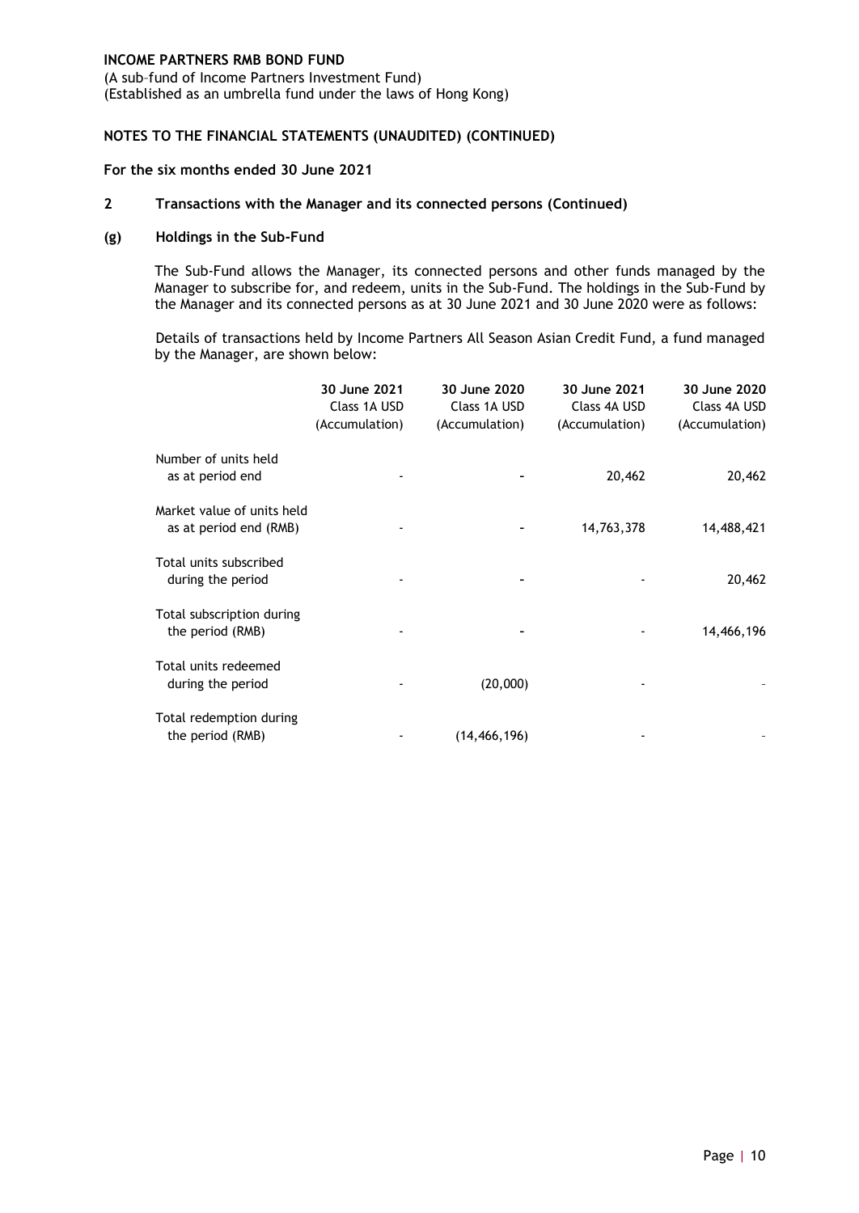**INCOME PARTNERS RMB BOND FUND**
(A sub–fund of Income Partners Investment Fund)
(Established as an umbrella fund under the laws of Hong Kong)

**NOTES TO THE FINANCIAL STATEMENTS (UNAUDITED) (CONTINUED)**

**For the six months ended 30 June 2021**

## 2 Transactions with the Manager and its connected persons (Continued)

### (g) Holdings in the Sub-Fund

The Sub-Fund allows the Manager, its connected persons and other funds managed by the Manager to subscribe for, and redeem, units in the Sub-Fund. The holdings in the Sub-Fund by the Manager and its connected persons as at 30 June 2021 and 30 June 2020 were as follows:

Details of transactions held by Income Partners All Season Asian Credit Fund, a fund managed by the Manager, are shown below:

| | 30 June 2021 Class 1A USD (Accumulation) | 30 June 2020 Class 1A USD (Accumulation) | 30 June 2021 Class 4A USD (Accumulation) | 30 June 2020 Class 4A USD (Accumulation) |
|---|---|---|---|---|
| Number of units held as at period end | - | - | 20,462 | 20,462 |
| Market value of units held as at period end (RMB) | - | - | 14,763,378 | 14,488,421 |
| Total units subscribed during the period | - | - | - | 20,462 |
| Total subscription during the period (RMB) | - | - | - | 14,466,196 |
| Total units redeemed during the period | - | (20,000) | - | - |
| Total redemption during the period (RMB) | - | (14,466,196) | - | - |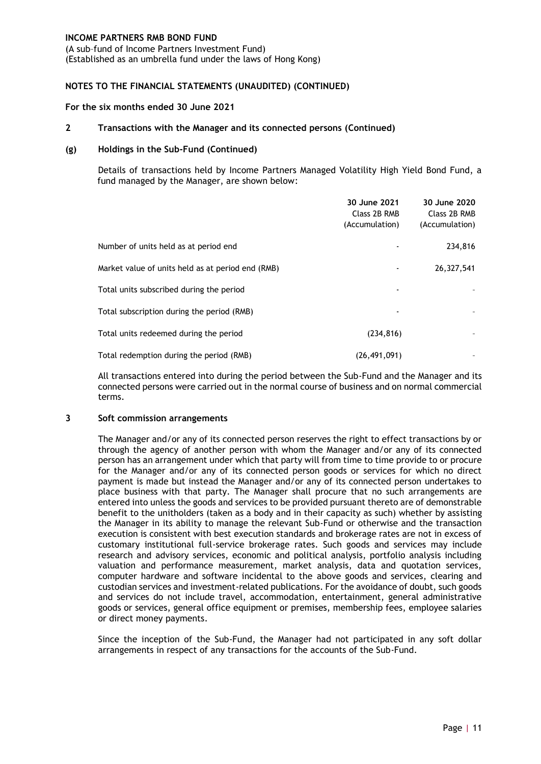**INCOME PARTNERS RMB BOND FUND**
(A sub–fund of Income Partners Investment Fund)
(Established as an umbrella fund under the laws of Hong Kong)

**NOTES TO THE FINANCIAL STATEMENTS (UNAUDITED) (CONTINUED)**

**For the six months ended 30 June 2021**

## 2 Transactions with the Manager and its connected persons (Continued)

### (g) Holdings in the Sub-Fund (Continued)

Details of transactions held by Income Partners Managed Volatility High Yield Bond Fund, a fund managed by the Manager, are shown below:

| | 30 June 2021 Class 2B RMB (Accumulation) | 30 June 2020 Class 2B RMB (Accumulation) |
|---|---|---|
| Number of units held as at period end | - | 234,816 |
| Market value of units held as at period end (RMB) | - | 26,327,541 |
| Total units subscribed during the period | - | - |
| Total subscription during the period (RMB) | - | - |
| Total units redeemed during the period | (234,816) | - |
| Total redemption during the period (RMB) | (26,491,091) | - |

All transactions entered into during the period between the Sub-Fund and the Manager and its connected persons were carried out in the normal course of business and on normal commercial terms.

## 3 Soft commission arrangements

The Manager and/or any of its connected person reserves the right to effect transactions by or through the agency of another person with whom the Manager and/or any of its connected person has an arrangement under which that party will from time to time provide to or procure for the Manager and/or any of its connected person goods or services for which no direct payment is made but instead the Manager and/or any of its connected person undertakes to place business with that party. The Manager shall procure that no such arrangements are entered into unless the goods and services to be provided pursuant thereto are of demonstrable benefit to the unitholders (taken as a body and in their capacity as such) whether by assisting the Manager in its ability to manage the relevant Sub-Fund or otherwise and the transaction execution is consistent with best execution standards and brokerage rates are not in excess of customary institutional full-service brokerage rates. Such goods and services may include research and advisory services, economic and political analysis, portfolio analysis including valuation and performance measurement, market analysis, data and quotation services, computer hardware and software incidental to the above goods and services, clearing and custodian services and investment-related publications. For the avoidance of doubt, such goods and services do not include travel, accommodation, entertainment, general administrative goods or services, general office equipment or premises, membership fees, employee salaries or direct money payments.

Since the inception of the Sub-Fund, the Manager had not participated in any soft dollar arrangements in respect of any transactions for the accounts of the Sub-Fund.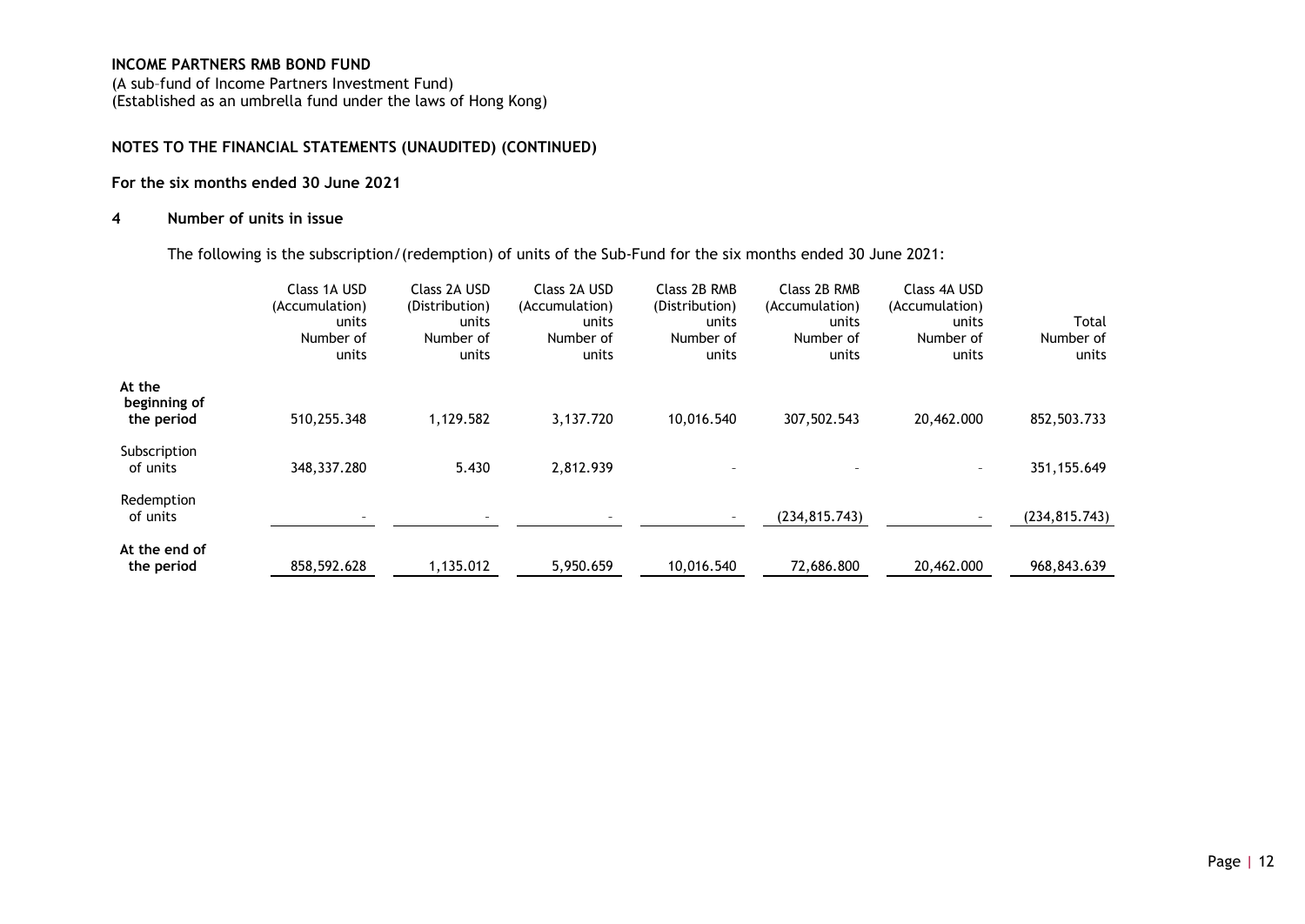**INCOME PARTNERS RMB BOND FUND**

(A sub–fund of Income Partners Investment Fund)
(Established as an umbrella fund under the laws of Hong Kong)

**NOTES TO THE FINANCIAL STATEMENTS (UNAUDITED) (CONTINUED)**

**For the six months ended 30 June 2021**

## 4 Number of units in issue

The following is the subscription/(redemption) of units of the Sub-Fund for the six months ended 30 June 2021:

| | Class 1A USD (Accumulation) units Number of units | Class 2A USD (Distribution) units Number of units | Class 2A USD (Accumulation) units Number of units | Class 2B RMB (Distribution) units Number of units | Class 2B RMB (Accumulation) units Number of units | Class 4A USD (Accumulation) units Number of units | Total Number of units |
|---|---|---|---|---|---|---|---|
| **At the beginning of the period** | 510,255.348 | 1,129.582 | 3,137.720 | 10,016.540 | 307,502.543 | 20,462.000 | 852,503.733 |
| Subscription of units | 348,337.280 | 5.430 | 2,812.939 | - | - | - | 351,155.649 |
| Redemption of units | - | - | - | - | (234,815.743) | - | (234,815.743) |
| **At the end of the period** | 858,592.628 | 1,135.012 | 5,950.659 | 10,016.540 | 72,686.800 | 20,462.000 | 968,843.639 |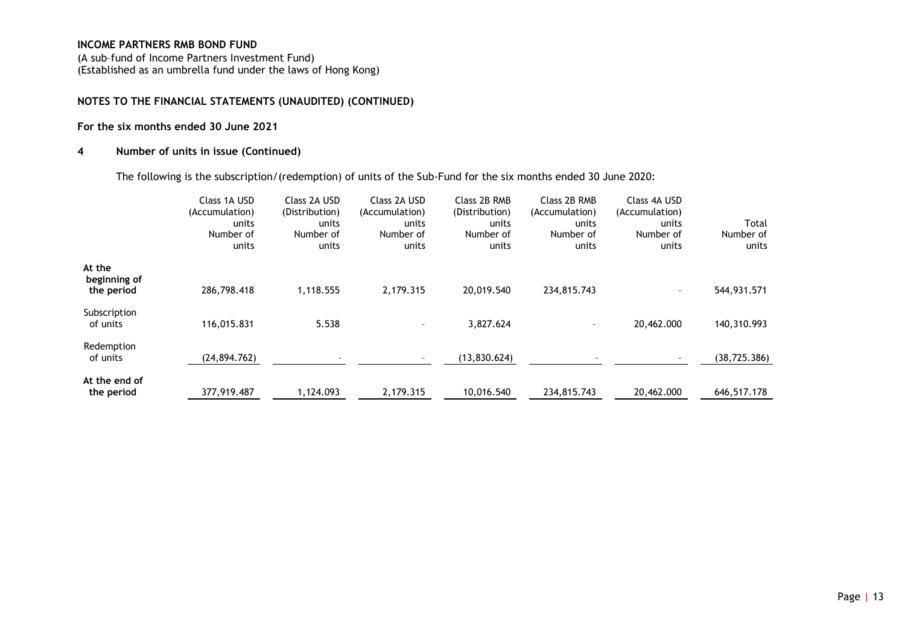**INCOME PARTNERS RMB BOND FUND**
(A sub-fund of Income Partners Investment Fund)
(Established as an umbrella fund under the laws of Hong Kong)

**NOTES TO THE FINANCIAL STATEMENTS (UNAUDITED) (CONTINUED)**

**For the six months ended 30 June 2021**

**4 Number of units in issue (Continued)**

The following is the subscription/(redemption) of units of the Sub-Fund for the six months ended 30 June 2020:

| | Class 1A USD (Accumulation) units Number of units | Class 2A USD (Distribution) units Number of units | Class 2A USD (Accumulation) units Number of units | Class 2B RMB (Distribution) units Number of units | Class 2B RMB (Accumulation) units Number of units | Class 4A USD (Accumulation) units Number of units | Total Number of units |
|---|---|---|---|---|---|---|---|
| **At the beginning of the period** | 286,798.418 | 1,118.555 | 2,179.315 | 20,019.540 | 234,815.743 | - | 544,931.571 |
| Subscription of units | 116,015.831 | 5.538 | - | 3,827.624 | - | 20,462.000 | 140,310.993 |
| Redemption of units | (24,894.762) | - | - | (13,830.624) | - | - | (38,725.386) |
| **At the end of the period** | 377,919.487 | 1,124.093 | 2,179.315 | 10,016.540 | 234,815.743 | 20,462.000 | 646,517.178 |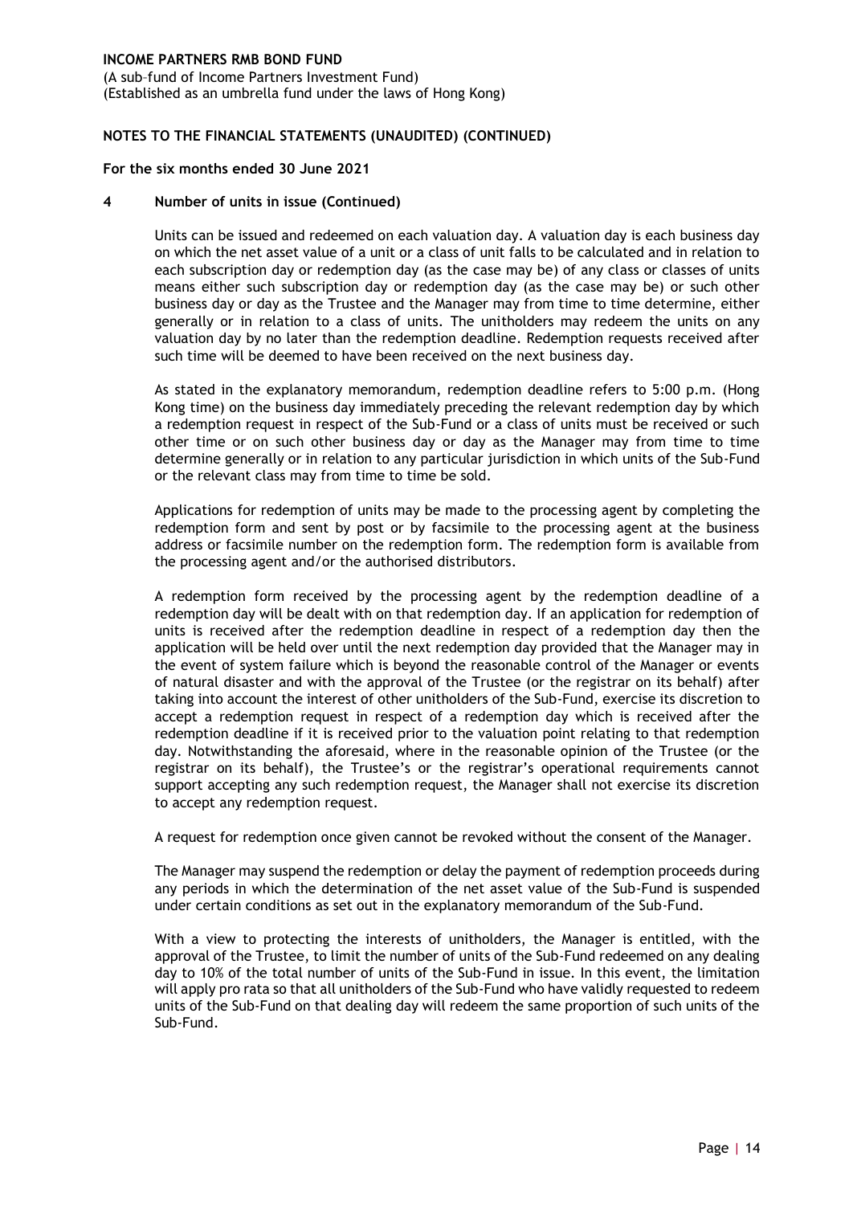**INCOME PARTNERS RMB BOND FUND**
(A sub–fund of Income Partners Investment Fund)
(Established as an umbrella fund under the laws of Hong Kong)

**NOTES TO THE FINANCIAL STATEMENTS (UNAUDITED) (CONTINUED)**

**For the six months ended 30 June 2021**

**4 Number of units in issue (Continued)**

Units can be issued and redeemed on each valuation day. A valuation day is each business day on which the net asset value of a unit or a class of unit falls to be calculated and in relation to each subscription day or redemption day (as the case may be) of any class or classes of units means either such subscription day or redemption day (as the case may be) or such other business day or day as the Trustee and the Manager may from time to time determine, either generally or in relation to a class of units. The unitholders may redeem the units on any valuation day by no later than the redemption deadline. Redemption requests received after such time will be deemed to have been received on the next business day.

As stated in the explanatory memorandum, redemption deadline refers to 5:00 p.m. (Hong Kong time) on the business day immediately preceding the relevant redemption day by which a redemption request in respect of the Sub-Fund or a class of units must be received or such other time or on such other business day or day as the Manager may from time to time determine generally or in relation to any particular jurisdiction in which units of the Sub-Fund or the relevant class may from time to time be sold.

Applications for redemption of units may be made to the processing agent by completing the redemption form and sent by post or by facsimile to the processing agent at the business address or facsimile number on the redemption form. The redemption form is available from the processing agent and/or the authorised distributors.

A redemption form received by the processing agent by the redemption deadline of a redemption day will be dealt with on that redemption day. If an application for redemption of units is received after the redemption deadline in respect of a redemption day then the application will be held over until the next redemption day provided that the Manager may in the event of system failure which is beyond the reasonable control of the Manager or events of natural disaster and with the approval of the Trustee (or the registrar on its behalf) after taking into account the interest of other unitholders of the Sub-Fund, exercise its discretion to accept a redemption request in respect of a redemption day which is received after the redemption deadline if it is received prior to the valuation point relating to that redemption day. Notwithstanding the aforesaid, where in the reasonable opinion of the Trustee (or the registrar on its behalf), the Trustee's or the registrar's operational requirements cannot support accepting any such redemption request, the Manager shall not exercise its discretion to accept any redemption request.

A request for redemption once given cannot be revoked without the consent of the Manager.

The Manager may suspend the redemption or delay the payment of redemption proceeds during any periods in which the determination of the net asset value of the Sub-Fund is suspended under certain conditions as set out in the explanatory memorandum of the Sub-Fund.

With a view to protecting the interests of unitholders, the Manager is entitled, with the approval of the Trustee, to limit the number of units of the Sub-Fund redeemed on any dealing day to 10% of the total number of units of the Sub-Fund in issue. In this event, the limitation will apply pro rata so that all unitholders of the Sub-Fund who have validly requested to redeem units of the Sub-Fund on that dealing day will redeem the same proportion of such units of the Sub-Fund.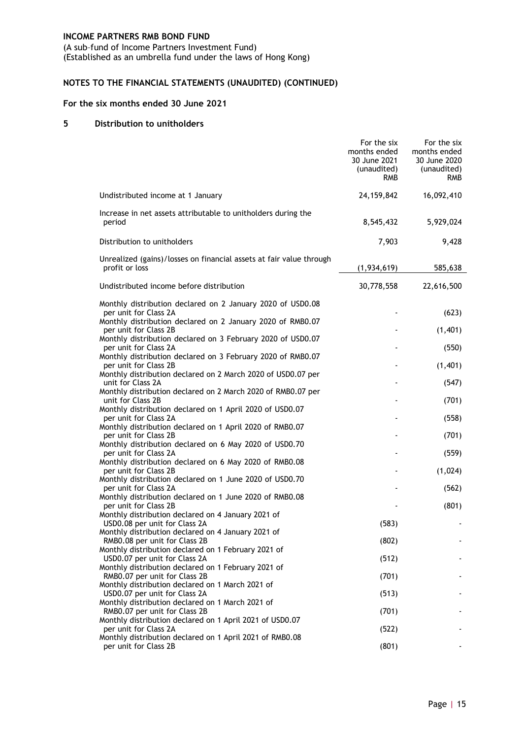**INCOME PARTNERS RMB BOND FUND**
(A sub–fund of Income Partners Investment Fund)
(Established as an umbrella fund under the laws of Hong Kong)

## NOTES TO THE FINANCIAL STATEMENTS (UNAUDITED) (CONTINUED)

### For the six months ended 30 June 2021

### 5 Distribution to unitholders

| | For the six months ended 30 June 2021 (unaudited) RMB | For the six months ended 30 June 2020 (unaudited) RMB |
|---|---|---|
| Undistributed income at 1 January | 24,159,842 | 16,092,410 |
| Increase in net assets attributable to unitholders during the period | 8,545,432 | 5,929,024 |
| Distribution to unitholders | 7,903 | 9,428 |
| Unrealized (gains)/losses on financial assets at fair value through profit or loss | (1,934,619) | 585,638 |
| Undistributed income before distribution | 30,778,558 | 22,616,500 |
| Monthly distribution declared on 2 January 2020 of USD0.08 per unit for Class 2A | - | (623) |
| Monthly distribution declared on 2 January 2020 of RMB0.07 per unit for Class 2B | - | (1,401) |
| Monthly distribution declared on 3 February 2020 of USD0.07 per unit for Class 2A | - | (550) |
| Monthly distribution declared on 3 February 2020 of RMB0.07 per unit for Class 2B | - | (1,401) |
| Monthly distribution declared on 2 March 2020 of USD0.07 per unit for Class 2A | - | (547) |
| Monthly distribution declared on 2 March 2020 of RMB0.07 per unit for Class 2B | - | (701) |
| Monthly distribution declared on 1 April 2020 of USD0.07 per unit for Class 2A | - | (558) |
| Monthly distribution declared on 1 April 2020 of RMB0.07 per unit for Class 2B | - | (701) |
| Monthly distribution declared on 6 May 2020 of USD0.70 per unit for Class 2A | - | (559) |
| Monthly distribution declared on 6 May 2020 of RMB0.08 per unit for Class 2B | - | (1,024) |
| Monthly distribution declared on 1 June 2020 of USD0.70 per unit for Class 2A | - | (562) |
| Monthly distribution declared on 1 June 2020 of RMB0.08 per unit for Class 2B | - | (801) |
| Monthly distribution declared on 4 January 2021 of USD0.08 per unit for Class 2A | (583) | - |
| Monthly distribution declared on 4 January 2021 of RMB0.08 per unit for Class 2B | (802) | - |
| Monthly distribution declared on 1 February 2021 of USD0.07 per unit for Class 2A | (512) | - |
| Monthly distribution declared on 1 February 2021 of RMB0.07 per unit for Class 2B | (701) | - |
| Monthly distribution declared on 1 March 2021 of USD0.07 per unit for Class 2A | (513) | - |
| Monthly distribution declared on 1 March 2021 of RMB0.07 per unit for Class 2B | (701) | - |
| Monthly distribution declared on 1 April 2021 of USD0.07 per unit for Class 2A | (522) | - |
| Monthly distribution declared on 1 April 2021 of RMB0.08 per unit for Class 2B | (801) | - |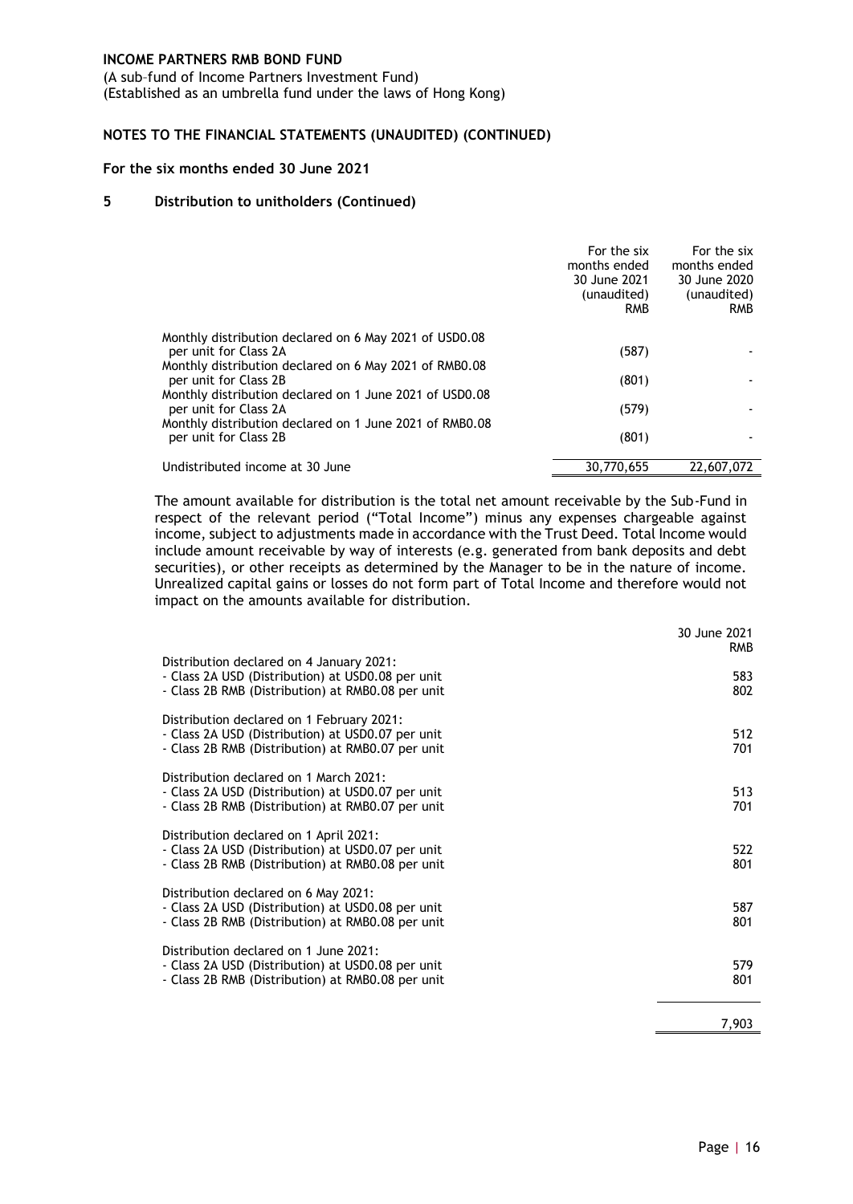**INCOME PARTNERS RMB BOND FUND**
(A sub–fund of Income Partners Investment Fund)
(Established as an umbrella fund under the laws of Hong Kong)

**NOTES TO THE FINANCIAL STATEMENTS (UNAUDITED) (CONTINUED)**

**For the six months ended 30 June 2021**

**5 Distribution to unitholders (Continued)**

| | For the six months ended 30 June 2021 (unaudited) RMB | For the six months ended 30 June 2020 (unaudited) RMB |
|---|---|---|
| Monthly distribution declared on 6 May 2021 of USD0.08 per unit for Class 2A | (587) | - |
| Monthly distribution declared on 6 May 2021 of RMB0.08 per unit for Class 2B | (801) | - |
| Monthly distribution declared on 1 June 2021 of USD0.08 per unit for Class 2A | (579) | - |
| Monthly distribution declared on 1 June 2021 of RMB0.08 per unit for Class 2B | (801) | - |
| Undistributed income at 30 June | 30,770,655 | 22,607,072 |

The amount available for distribution is the total net amount receivable by the Sub-Fund in respect of the relevant period ("Total Income") minus any expenses chargeable against income, subject to adjustments made in accordance with the Trust Deed. Total Income would include amount receivable by way of interests (e.g. generated from bank deposits and debt securities), or other receipts as determined by the Manager to be in the nature of income. Unrealized capital gains or losses do not form part of Total Income and therefore would not impact on the amounts available for distribution.

| | 30 June 2021 RMB |
|---|---|
| Distribution declared on 4 January 2021: | |
| - Class 2A USD (Distribution) at USD0.08 per unit | 583 |
| - Class 2B RMB (Distribution) at RMB0.08 per unit | 802 |
| Distribution declared on 1 February 2021: | |
| - Class 2A USD (Distribution) at USD0.07 per unit | 512 |
| - Class 2B RMB (Distribution) at RMB0.07 per unit | 701 |
| Distribution declared on 1 March 2021: | |
| - Class 2A USD (Distribution) at USD0.07 per unit | 513 |
| - Class 2B RMB (Distribution) at RMB0.07 per unit | 701 |
| Distribution declared on 1 April 2021: | |
| - Class 2A USD (Distribution) at USD0.07 per unit | 522 |
| - Class 2B RMB (Distribution) at RMB0.08 per unit | 801 |
| Distribution declared on 6 May 2021: | |
| - Class 2A USD (Distribution) at USD0.08 per unit | 587 |
| - Class 2B RMB (Distribution) at RMB0.08 per unit | 801 |
| Distribution declared on 1 June 2021: | |
| - Class 2A USD (Distribution) at USD0.08 per unit | 579 |
| - Class 2B RMB (Distribution) at RMB0.08 per unit | 801 |
| | 7,903 |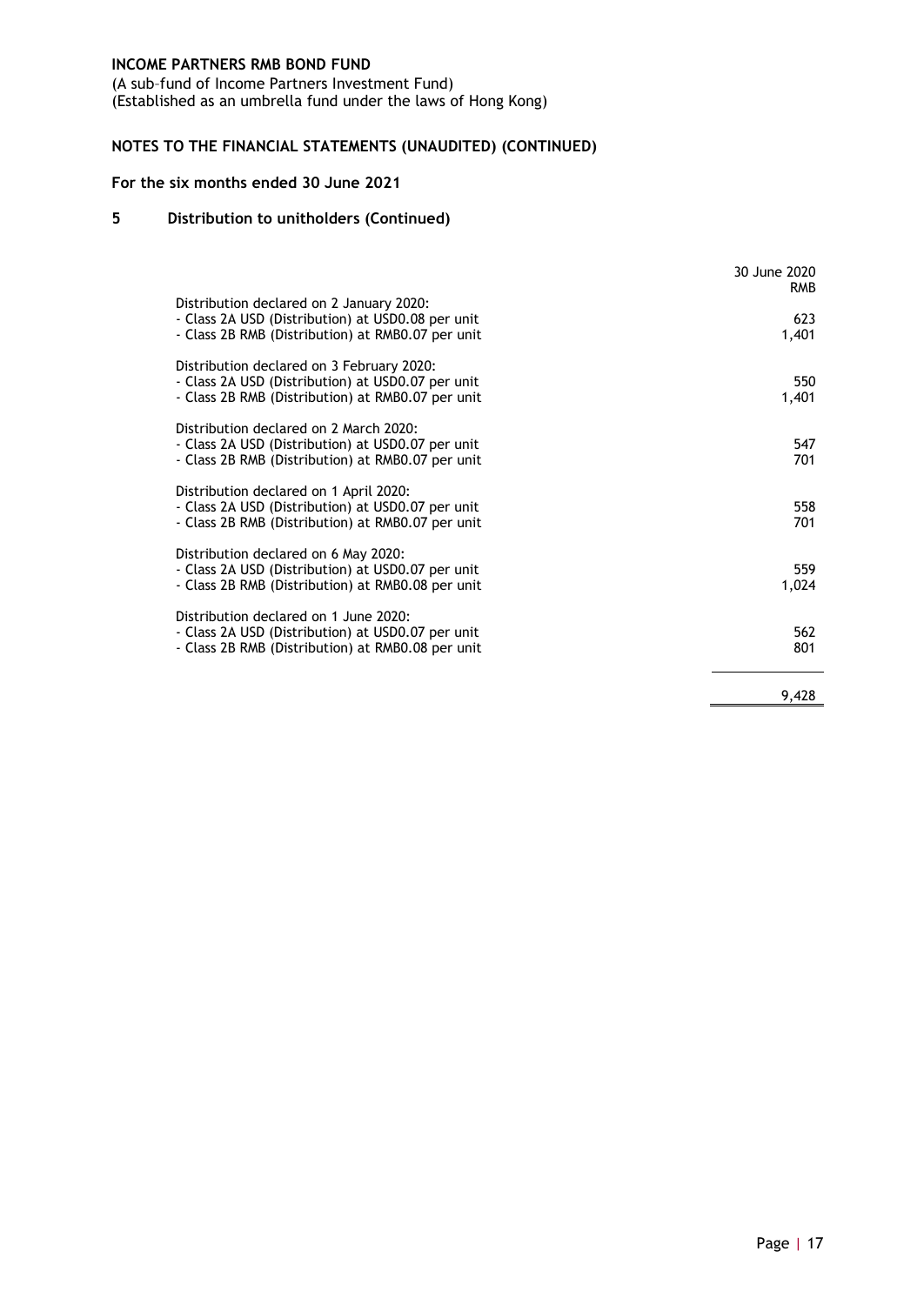**INCOME PARTNERS RMB BOND FUND**
(A sub-fund of Income Partners Investment Fund)
(Established as an umbrella fund under the laws of Hong Kong)

## NOTES TO THE FINANCIAL STATEMENTS (UNAUDITED) (CONTINUED)

**For the six months ended 30 June 2021**

### 5 Distribution to unitholders (Continued)

| | 30 June 2020 RMB |
|---|---|
| Distribution declared on 2 January 2020: | |
| - Class 2A USD (Distribution) at USD0.08 per unit | 623 |
| - Class 2B RMB (Distribution) at RMB0.07 per unit | 1,401 |
| Distribution declared on 3 February 2020: | |
| - Class 2A USD (Distribution) at USD0.07 per unit | 550 |
| - Class 2B RMB (Distribution) at RMB0.07 per unit | 1,401 |
| Distribution declared on 2 March 2020: | |
| - Class 2A USD (Distribution) at USD0.07 per unit | 547 |
| - Class 2B RMB (Distribution) at RMB0.07 per unit | 701 |
| Distribution declared on 1 April 2020: | |
| - Class 2A USD (Distribution) at USD0.07 per unit | 558 |
| - Class 2B RMB (Distribution) at RMB0.07 per unit | 701 |
| Distribution declared on 6 May 2020: | |
| - Class 2A USD (Distribution) at USD0.07 per unit | 559 |
| - Class 2B RMB (Distribution) at RMB0.08 per unit | 1,024 |
| Distribution declared on 1 June 2020: | |
| - Class 2A USD (Distribution) at USD0.07 per unit | 562 |
| - Class 2B RMB (Distribution) at RMB0.08 per unit | 801 |
| | 9,428 |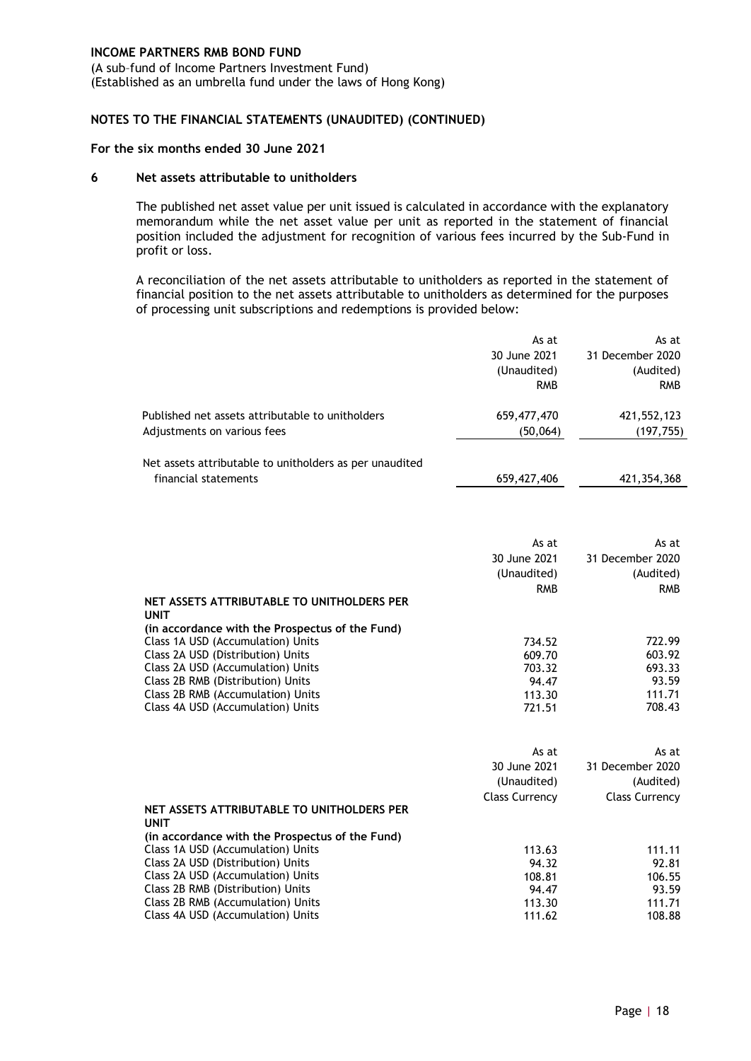**INCOME PARTNERS RMB BOND FUND**
(A sub-fund of Income Partners Investment Fund)
(Established as an umbrella fund under the laws of Hong Kong)

**NOTES TO THE FINANCIAL STATEMENTS (UNAUDITED) (CONTINUED)**

**For the six months ended 30 June 2021**

## 6 Net assets attributable to unitholders

The published net asset value per unit issued is calculated in accordance with the explanatory memorandum while the net asset value per unit as reported in the statement of financial position included the adjustment for recognition of various fees incurred by the Sub-Fund in profit or loss.

A reconciliation of the net assets attributable to unitholders as reported in the statement of financial position to the net assets attributable to unitholders as determined for the purposes of processing unit subscriptions and redemptions is provided below:

| | As at 30 June 2021 (Unaudited) RMB | As at 31 December 2020 (Audited) RMB |
|---|---|---|
| Published net assets attributable to unitholders | 659,477,470 | 421,552,123 |
| Adjustments on various fees | (50,064) | (197,755) |
| Net assets attributable to unitholders as per unaudited financial statements | 659,427,406 | 421,354,368 |

| | As at 30 June 2021 (Unaudited) RMB | As at 31 December 2020 (Audited) RMB |
|---|---|---|
| **NET ASSETS ATTRIBUTABLE TO UNITHOLDERS PER UNIT** | | |
| **(in accordance with the Prospectus of the Fund)** | | |
| Class 1A USD (Accumulation) Units | 734.52 | 722.99 |
| Class 2A USD (Distribution) Units | 609.70 | 603.92 |
| Class 2A USD (Accumulation) Units | 703.32 | 693.33 |
| Class 2B RMB (Distribution) Units | 94.47 | 93.59 |
| Class 2B RMB (Accumulation) Units | 113.30 | 111.71 |
| Class 4A USD (Accumulation) Units | 721.51 | 708.43 |

| | As at 30 June 2021 (Unaudited) Class Currency | As at 31 December 2020 (Audited) Class Currency |
|---|---|---|
| **NET ASSETS ATTRIBUTABLE TO UNITHOLDERS PER UNIT** | | |
| **(in accordance with the Prospectus of the Fund)** | | |
| Class 1A USD (Accumulation) Units | 113.63 | 111.11 |
| Class 2A USD (Distribution) Units | 94.32 | 92.81 |
| Class 2A USD (Accumulation) Units | 108.81 | 106.55 |
| Class 2B RMB (Distribution) Units | 94.47 | 93.59 |
| Class 2B RMB (Accumulation) Units | 113.30 | 111.71 |
| Class 4A USD (Accumulation) Units | 111.62 | 108.88 |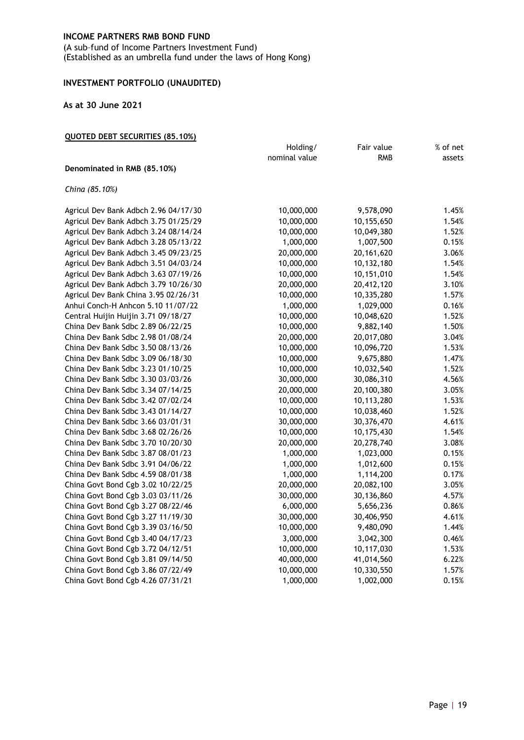**INCOME PARTNERS RMB BOND FUND**

(A sub-fund of Income Partners Investment Fund)
(Established as an umbrella fund under the laws of Hong Kong)

**INVESTMENT PORTFOLIO (UNAUDITED)**

**As at 30 June 2021**

**QUOTED DEBT SECURITIES (85.10%)**

| | Holding/ nominal value | Fair value RMB | % of net assets |
|---|---|---|---|
| **Denominated in RMB (85.10%)** | | | |
| *China (85.10%)* | | | |
| Agricul Dev Bank Adbch 2.96 04/17/30 | 10,000,000 | 9,578,090 | 1.45% |
| Agricul Dev Bank Adbch 3.75 01/25/29 | 10,000,000 | 10,155,650 | 1.54% |
| Agricul Dev Bank Adbch 3.24 08/14/24 | 10,000,000 | 10,049,380 | 1.52% |
| Agricul Dev Bank Adbch 3.28 05/13/22 | 1,000,000 | 1,007,500 | 0.15% |
| Agricul Dev Bank Adbch 3.45 09/23/25 | 20,000,000 | 20,161,620 | 3.06% |
| Agricul Dev Bank Adbch 3.51 04/03/24 | 10,000,000 | 10,132,180 | 1.54% |
| Agricul Dev Bank Adbch 3.63 07/19/26 | 10,000,000 | 10,151,010 | 1.54% |
| Agricul Dev Bank Adbch 3.79 10/26/30 | 20,000,000 | 20,412,120 | 3.10% |
| Agricul Dev Bank China 3.95 02/26/31 | 10,000,000 | 10,335,280 | 1.57% |
| Anhui Conch-H Anhcon 5.10 11/07/22 | 1,000,000 | 1,029,000 | 0.16% |
| Central Huijin Huijin 3.71 09/18/27 | 10,000,000 | 10,048,620 | 1.52% |
| China Dev Bank Sdbc 2.89 06/22/25 | 10,000,000 | 9,882,140 | 1.50% |
| China Dev Bank Sdbc 2.98 01/08/24 | 20,000,000 | 20,017,080 | 3.04% |
| China Dev Bank Sdbc 3.50 08/13/26 | 10,000,000 | 10,096,720 | 1.53% |
| China Dev Bank Sdbc 3.09 06/18/30 | 10,000,000 | 9,675,880 | 1.47% |
| China Dev Bank Sdbc 3.23 01/10/25 | 10,000,000 | 10,032,540 | 1.52% |
| China Dev Bank Sdbc 3.30 03/03/26 | 30,000,000 | 30,086,310 | 4.56% |
| China Dev Bank Sdbc 3.34 07/14/25 | 20,000,000 | 20,100,380 | 3.05% |
| China Dev Bank Sdbc 3.42 07/02/24 | 10,000,000 | 10,113,280 | 1.53% |
| China Dev Bank Sdbc 3.43 01/14/27 | 10,000,000 | 10,038,460 | 1.52% |
| China Dev Bank Sdbc 3.66 03/01/31 | 30,000,000 | 30,376,470 | 4.61% |
| China Dev Bank Sdbc 3.68 02/26/26 | 10,000,000 | 10,175,430 | 1.54% |
| China Dev Bank Sdbc 3.70 10/20/30 | 20,000,000 | 20,278,740 | 3.08% |
| China Dev Bank Sdbc 3.87 08/01/23 | 1,000,000 | 1,023,000 | 0.15% |
| China Dev Bank Sdbc 3.91 04/06/22 | 1,000,000 | 1,012,600 | 0.15% |
| China Dev Bank Sdbc 4.59 08/01/38 | 1,000,000 | 1,114,200 | 0.17% |
| China Govt Bond Cgb 3.02 10/22/25 | 20,000,000 | 20,082,100 | 3.05% |
| China Govt Bond Cgb 3.03 03/11/26 | 30,000,000 | 30,136,860 | 4.57% |
| China Govt Bond Cgb 3.27 08/22/46 | 6,000,000 | 5,656,236 | 0.86% |
| China Govt Bond Cgb 3.27 11/19/30 | 30,000,000 | 30,406,950 | 4.61% |
| China Govt Bond Cgb 3.39 03/16/50 | 10,000,000 | 9,480,090 | 1.44% |
| China Govt Bond Cgb 3.40 04/17/23 | 3,000,000 | 3,042,300 | 0.46% |
| China Govt Bond Cgb 3.72 04/12/51 | 10,000,000 | 10,117,030 | 1.53% |
| China Govt Bond Cgb 3.81 09/14/50 | 40,000,000 | 41,014,560 | 6.22% |
| China Govt Bond Cgb 3.86 07/22/49 | 10,000,000 | 10,330,550 | 1.57% |
| China Govt Bond Cgb 4.26 07/31/21 | 1,000,000 | 1,002,000 | 0.15% |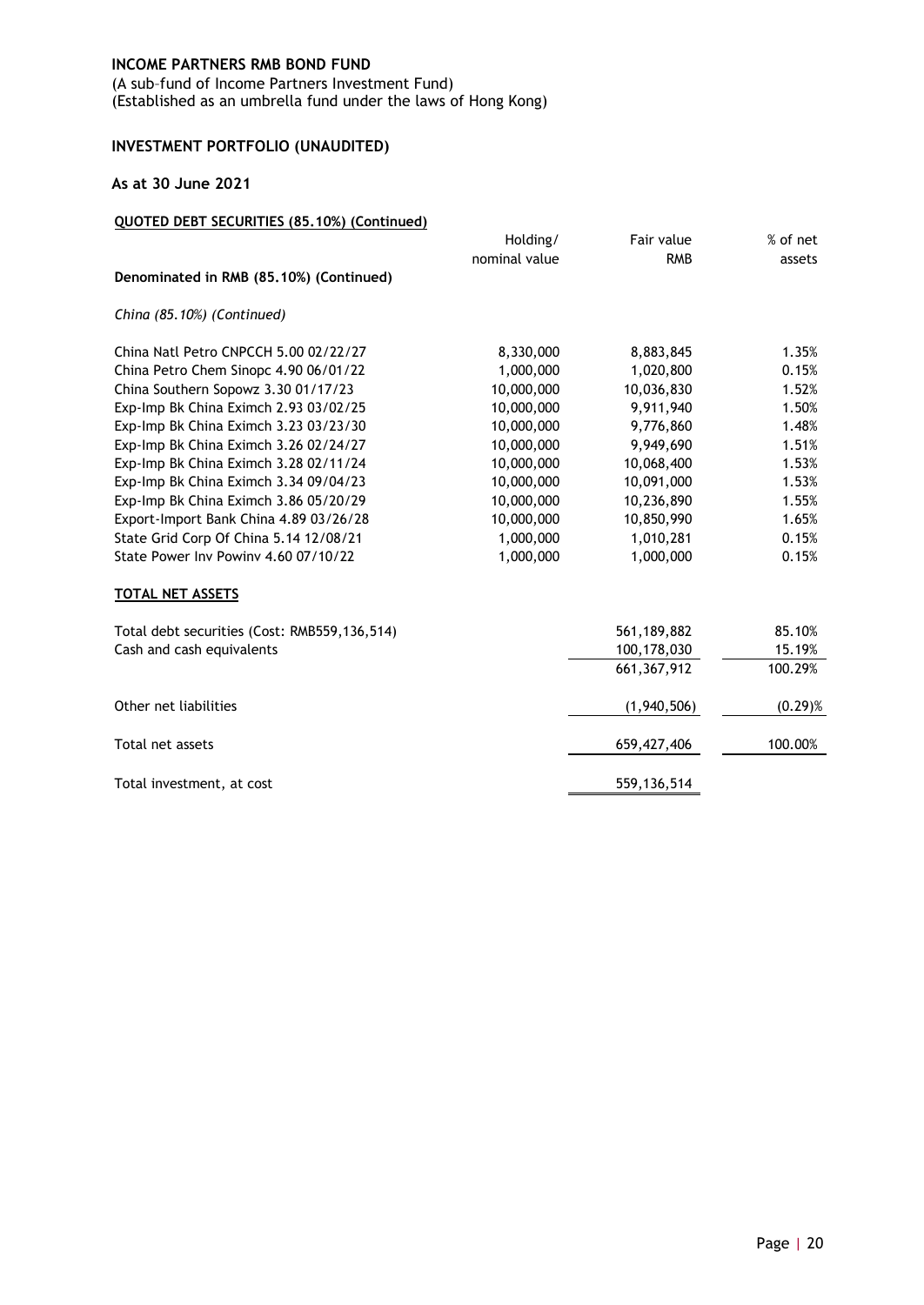**INCOME PARTNERS RMB BOND FUND**

(A sub–fund of Income Partners Investment Fund)
(Established as an umbrella fund under the laws of Hong Kong)

## INVESTMENT PORTFOLIO (UNAUDITED)

### As at 30 June 2021

**QUOTED DEBT SECURITIES (85.10%) (Continued)**

| | Holding/ nominal value | Fair value RMB | % of net assets |
|---|---|---|---|
| **Denominated in RMB (85.10%) (Continued)** | | | |
| *China (85.10%) (Continued)* | | | |
| China Natl Petro CNPCCH 5.00 02/22/27 | 8,330,000 | 8,883,845 | 1.35% |
| China Petro Chem Sinopc 4.90 06/01/22 | 1,000,000 | 1,020,800 | 0.15% |
| China Southern Sopowz 3.30 01/17/23 | 10,000,000 | 10,036,830 | 1.52% |
| Exp-Imp Bk China Eximch 2.93 03/02/25 | 10,000,000 | 9,911,940 | 1.50% |
| Exp-Imp Bk China Eximch 3.23 03/23/30 | 10,000,000 | 9,776,860 | 1.48% |
| Exp-Imp Bk China Eximch 3.26 02/24/27 | 10,000,000 | 9,949,690 | 1.51% |
| Exp-Imp Bk China Eximch 3.28 02/11/24 | 10,000,000 | 10,068,400 | 1.53% |
| Exp-Imp Bk China Eximch 3.34 09/04/23 | 10,000,000 | 10,091,000 | 1.53% |
| Exp-Imp Bk China Eximch 3.86 05/20/29 | 10,000,000 | 10,236,890 | 1.55% |
| Export-Import Bank China 4.89 03/26/28 | 10,000,000 | 10,850,990 | 1.65% |
| State Grid Corp Of China 5.14 12/08/21 | 1,000,000 | 1,010,281 | 0.15% |
| State Power Inv Powinv 4.60 07/10/22 | 1,000,000 | 1,000,000 | 0.15% |

**TOTAL NET ASSETS**

| | Fair value RMB | % of net assets |
|---|---|---|
| Total debt securities (Cost: RMB559,136,514) | 561,189,882 | 85.10% |
| Cash and cash equivalents | 100,178,030 | 15.19% |
| | 661,367,912 | 100.29% |
| Other net liabilities | (1,940,506) | (0.29)% |
| Total net assets | 659,427,406 | 100.00% |
| Total investment, at cost | 559,136,514 | |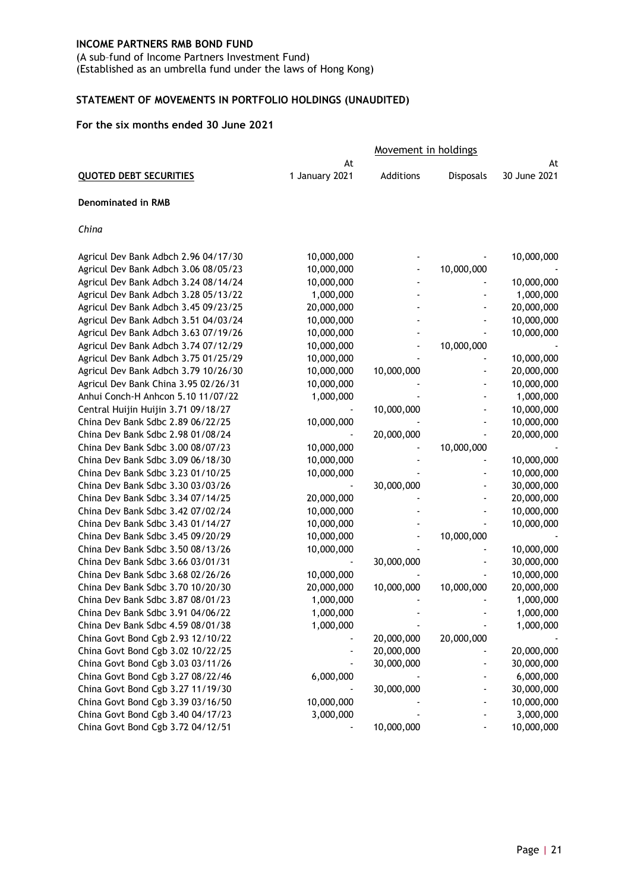**INCOME PARTNERS RMB BOND FUND**
(A sub-fund of Income Partners Investment Fund)
(Established as an umbrella fund under the laws of Hong Kong)

**STATEMENT OF MOVEMENTS IN PORTFOLIO HOLDINGS (UNAUDITED)**

**For the six months ended 30 June 2021**

| | Movement in holdings | | | |
|---|---|---|---|---|
| **QUOTED DEBT SECURITIES** | At 1 January 2021 | Additions | Disposals | At 30 June 2021 |
| **Denominated in RMB** | | | | |
| *China* | | | | |
| Agricul Dev Bank Adbch 2.96 04/17/30 | 10,000,000 | - | - | 10,000,000 |
| Agricul Dev Bank Adbch 3.06 08/05/23 | 10,000,000 | - | 10,000,000 | - |
| Agricul Dev Bank Adbch 3.24 08/14/24 | 10,000,000 | - | - | 10,000,000 |
| Agricul Dev Bank Adbch 3.28 05/13/22 | 1,000,000 | - | - | 1,000,000 |
| Agricul Dev Bank Adbch 3.45 09/23/25 | 20,000,000 | - | - | 20,000,000 |
| Agricul Dev Bank Adbch 3.51 04/03/24 | 10,000,000 | - | - | 10,000,000 |
| Agricul Dev Bank Adbch 3.63 07/19/26 | 10,000,000 | - | - | 10,000,000 |
| Agricul Dev Bank Adbch 3.74 07/12/29 | 10,000,000 | - | 10,000,000 | - |
| Agricul Dev Bank Adbch 3.75 01/25/29 | 10,000,000 | - | - | 10,000,000 |
| Agricul Dev Bank Adbch 3.79 10/26/30 | 10,000,000 | 10,000,000 | - | 20,000,000 |
| Agricul Dev Bank China 3.95 02/26/31 | 10,000,000 | - | - | 10,000,000 |
| Anhui Conch-H Anhcon 5.10 11/07/22 | 1,000,000 | - | - | 1,000,000 |
| Central Huijin Huijin 3.71 09/18/27 | - | 10,000,000 | - | 10,000,000 |
| China Dev Bank Sdbc 2.89 06/22/25 | 10,000,000 | - | - | 10,000,000 |
| China Dev Bank Sdbc 2.98 01/08/24 | - | 20,000,000 | - | 20,000,000 |
| China Dev Bank Sdbc 3.00 08/07/23 | 10,000,000 | - | 10,000,000 | - |
| China Dev Bank Sdbc 3.09 06/18/30 | 10,000,000 | - | - | 10,000,000 |
| China Dev Bank Sdbc 3.23 01/10/25 | 10,000,000 | - | - | 10,000,000 |
| China Dev Bank Sdbc 3.30 03/03/26 | - | 30,000,000 | - | 30,000,000 |
| China Dev Bank Sdbc 3.34 07/14/25 | 20,000,000 | - | - | 20,000,000 |
| China Dev Bank Sdbc 3.42 07/02/24 | 10,000,000 | - | - | 10,000,000 |
| China Dev Bank Sdbc 3.43 01/14/27 | 10,000,000 | - | - | 10,000,000 |
| China Dev Bank Sdbc 3.45 09/20/29 | 10,000,000 | - | 10,000,000 | - |
| China Dev Bank Sdbc 3.50 08/13/26 | 10,000,000 | - | - | 10,000,000 |
| China Dev Bank Sdbc 3.66 03/01/31 | - | 30,000,000 | - | 30,000,000 |
| China Dev Bank Sdbc 3.68 02/26/26 | 10,000,000 | - | - | 10,000,000 |
| China Dev Bank Sdbc 3.70 10/20/30 | 20,000,000 | 10,000,000 | 10,000,000 | 20,000,000 |
| China Dev Bank Sdbc 3.87 08/01/23 | 1,000,000 | - | - | 1,000,000 |
| China Dev Bank Sdbc 3.91 04/06/22 | 1,000,000 | - | - | 1,000,000 |
| China Dev Bank Sdbc 4.59 08/01/38 | 1,000,000 | - | - | 1,000,000 |
| China Govt Bond Cgb 2.93 12/10/22 | - | 20,000,000 | 20,000,000 | - |
| China Govt Bond Cgb 3.02 10/22/25 | - | 20,000,000 | - | 20,000,000 |
| China Govt Bond Cgb 3.03 03/11/26 | - | 30,000,000 | - | 30,000,000 |
| China Govt Bond Cgb 3.27 08/22/46 | 6,000,000 | - | - | 6,000,000 |
| China Govt Bond Cgb 3.27 11/19/30 | - | 30,000,000 | - | 30,000,000 |
| China Govt Bond Cgb 3.39 03/16/50 | 10,000,000 | - | - | 10,000,000 |
| China Govt Bond Cgb 3.40 04/17/23 | 3,000,000 | - | - | 3,000,000 |
| China Govt Bond Cgb 3.72 04/12/51 | - | 10,000,000 | - | 10,000,000 |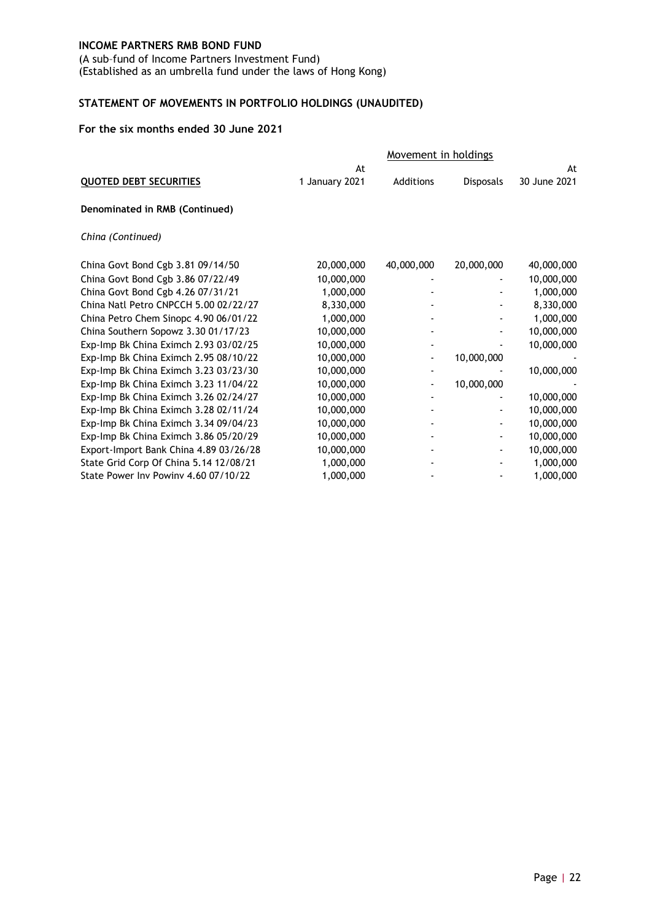**INCOME PARTNERS RMB BOND FUND**
(A sub–fund of Income Partners Investment Fund)
(Established as an umbrella fund under the laws of Hong Kong)

## STATEMENT OF MOVEMENTS IN PORTFOLIO HOLDINGS (UNAUDITED)

### For the six months ended 30 June 2021

| | | Movement in holdings | | |
|---|---|---|---|---|
| **QUOTED DEBT SECURITIES** | At 1 January 2021 | Additions | Disposals | At 30 June 2021 |
| **Denominated in RMB (Continued)** | | | | |
| *China (Continued)* | | | | |
| China Govt Bond Cgb 3.81 09/14/50 | 20,000,000 | 40,000,000 | 20,000,000 | 40,000,000 |
| China Govt Bond Cgb 3.86 07/22/49 | 10,000,000 | - | - | 10,000,000 |
| China Govt Bond Cgb 4.26 07/31/21 | 1,000,000 | - | - | 1,000,000 |
| China Natl Petro CNPCCH 5.00 02/22/27 | 8,330,000 | - | - | 8,330,000 |
| China Petro Chem Sinopc 4.90 06/01/22 | 1,000,000 | - | - | 1,000,000 |
| China Southern Sopowz 3.30 01/17/23 | 10,000,000 | - | - | 10,000,000 |
| Exp-Imp Bk China Eximch 2.93 03/02/25 | 10,000,000 | - | - | 10,000,000 |
| Exp-Imp Bk China Eximch 2.95 08/10/22 | 10,000,000 | - | 10,000,000 | - |
| Exp-Imp Bk China Eximch 3.23 03/23/30 | 10,000,000 | - | - | 10,000,000 |
| Exp-Imp Bk China Eximch 3.23 11/04/22 | 10,000,000 | - | 10,000,000 | - |
| Exp-Imp Bk China Eximch 3.26 02/24/27 | 10,000,000 | - | - | 10,000,000 |
| Exp-Imp Bk China Eximch 3.28 02/11/24 | 10,000,000 | - | - | 10,000,000 |
| Exp-Imp Bk China Eximch 3.34 09/04/23 | 10,000,000 | - | - | 10,000,000 |
| Exp-Imp Bk China Eximch 3.86 05/20/29 | 10,000,000 | - | - | 10,000,000 |
| Export-Import Bank China 4.89 03/26/28 | 10,000,000 | - | - | 10,000,000 |
| State Grid Corp Of China 5.14 12/08/21 | 1,000,000 | - | - | 1,000,000 |
| State Power Inv Powinv 4.60 07/10/22 | 1,000,000 | - | - | 1,000,000 |